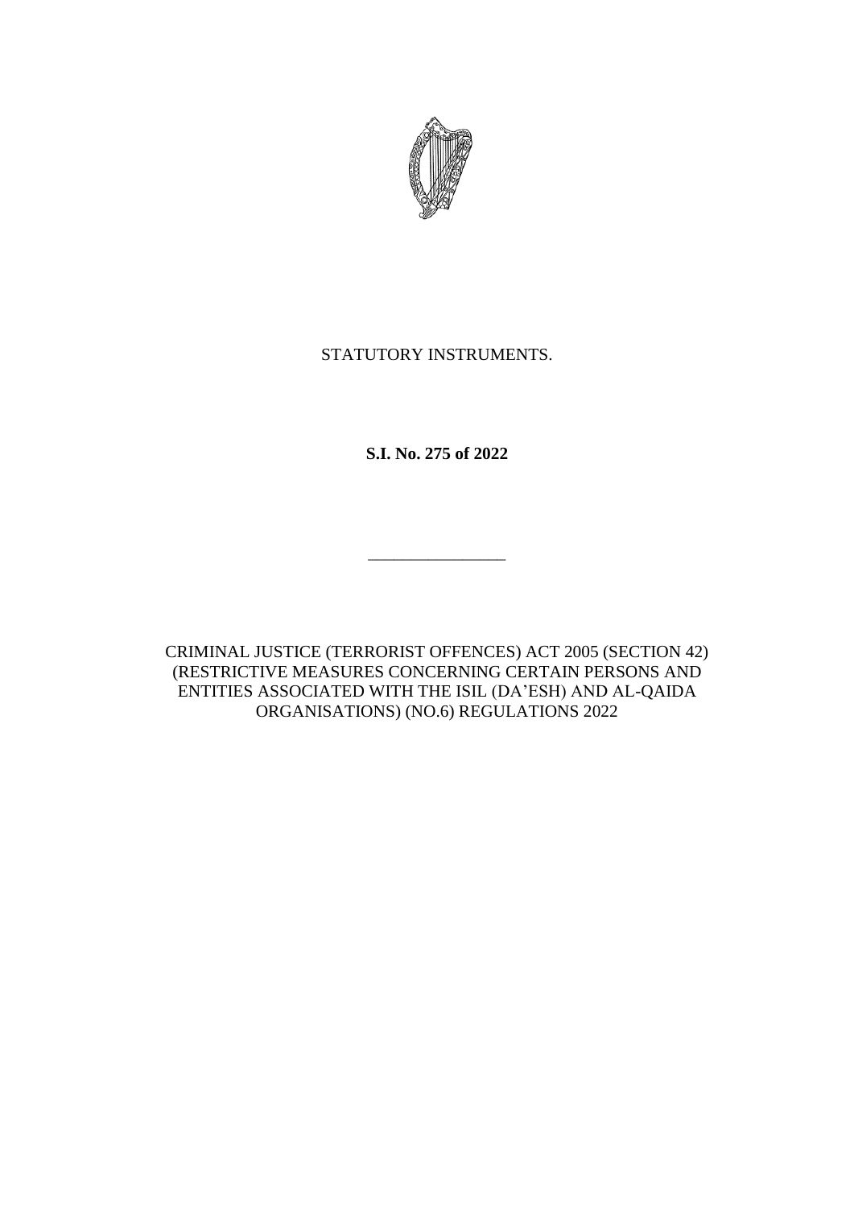STATUTORY INSTRUMENTS.

**S.I. No. 275 of 2022**

---

CRIMINAL JUSTICE (TERRORIST OFFENCES) ACT 2005 (SECTION 42) (RESTRICTIVE MEASURES CONCERNING CERTAIN PERSONS AND ENTITIES ASSOCIATED WITH THE ISIL (DA'ESH) AND AL-QAIDA ORGANISATIONS) (NO.6) REGULATIONS 2022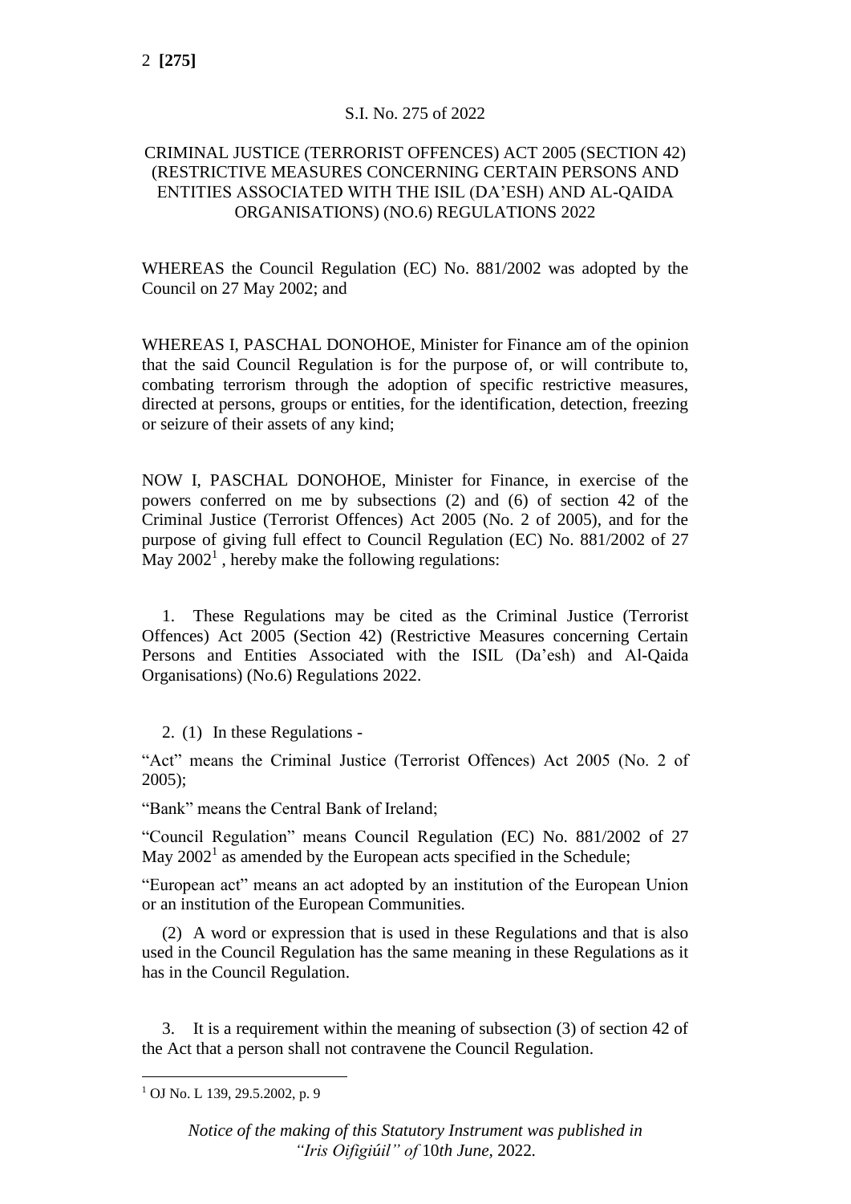S.I. No. 275 of 2022

# CRIMINAL JUSTICE (TERRORIST OFFENCES) ACT 2005 (SECTION 42) (RESTRICTIVE MEASURES CONCERNING CERTAIN PERSONS AND ENTITIES ASSOCIATED WITH THE ISIL (DA'ESH) AND AL-QAIDA ORGANISATIONS) (NO.6) REGULATIONS 2022

WHEREAS the Council Regulation (EC) No. 881/2002 was adopted by the Council on 27 May 2002; and

WHEREAS I, PASCHAL DONOHOE, Minister for Finance am of the opinion that the said Council Regulation is for the purpose of, or will contribute to, combating terrorism through the adoption of specific restrictive measures, directed at persons, groups or entities, for the identification, detection, freezing or seizure of their assets of any kind;

NOW I, PASCHAL DONOHOE, Minister for Finance, in exercise of the powers conferred on me by subsections (2) and (6) of section 42 of the Criminal Justice (Terrorist Offences) Act 2005 (No. 2 of 2005), and for the purpose of giving full effect to Council Regulation (EC) No. 881/2002 of 27 May 2002[1] , hereby make the following regulations:

1. These Regulations may be cited as the Criminal Justice (Terrorist Offences) Act 2005 (Section 42) (Restrictive Measures concerning Certain Persons and Entities Associated with the ISIL (Da'esh) and Al-Qaida Organisations) (No.6) Regulations 2022.

2. (1) In these Regulations -

"Act" means the Criminal Justice (Terrorist Offences) Act 2005 (No. 2 of 2005);

"Bank" means the Central Bank of Ireland;

"Council Regulation" means Council Regulation (EC) No. 881/2002 of 27 May 2002[1] as amended by the European acts specified in the Schedule;

"European act" means an act adopted by an institution of the European Union or an institution of the European Communities.

(2) A word or expression that is used in these Regulations and that is also used in the Council Regulation has the same meaning in these Regulations as it has in the Council Regulation.

3. It is a requirement within the meaning of subsection (3) of section 42 of the Act that a person shall not contravene the Council Regulation.

---

[1] OJ No. L 139, 29.5.2002, p. 9

*Notice of the making of this Statutory Instrument was published in "Iris Oifigiúil" of 10th June, 2022.*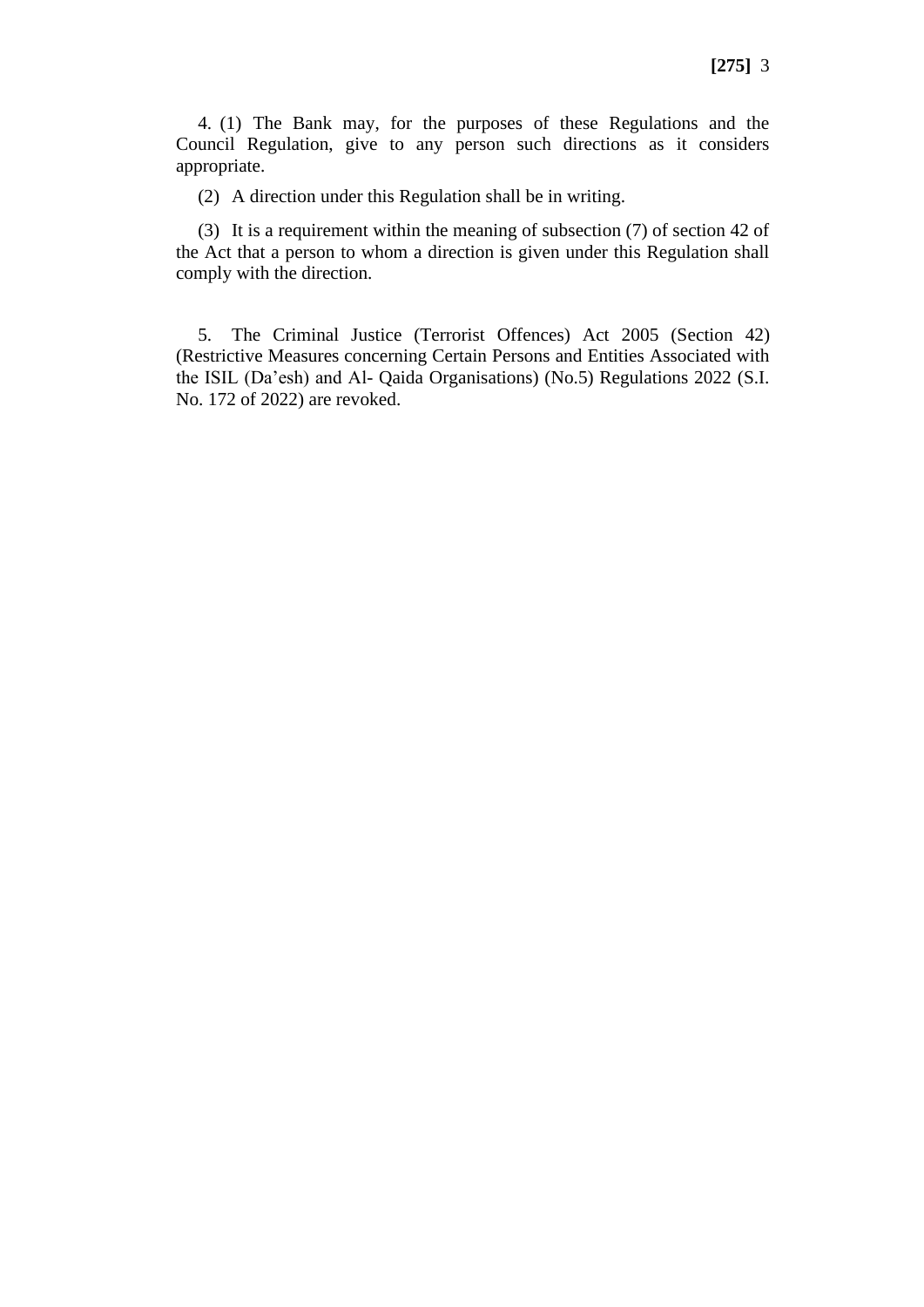4. (1) The Bank may, for the purposes of these Regulations and the Council Regulation, give to any person such directions as it considers appropriate.

(2) A direction under this Regulation shall be in writing.

(3) It is a requirement within the meaning of subsection (7) of section 42 of the Act that a person to whom a direction is given under this Regulation shall comply with the direction.

5. The Criminal Justice (Terrorist Offences) Act 2005 (Section 42) (Restrictive Measures concerning Certain Persons and Entities Associated with the ISIL (Da'esh) and Al- Qaida Organisations) (No.5) Regulations 2022 (S.I. No. 172 of 2022) are revoked.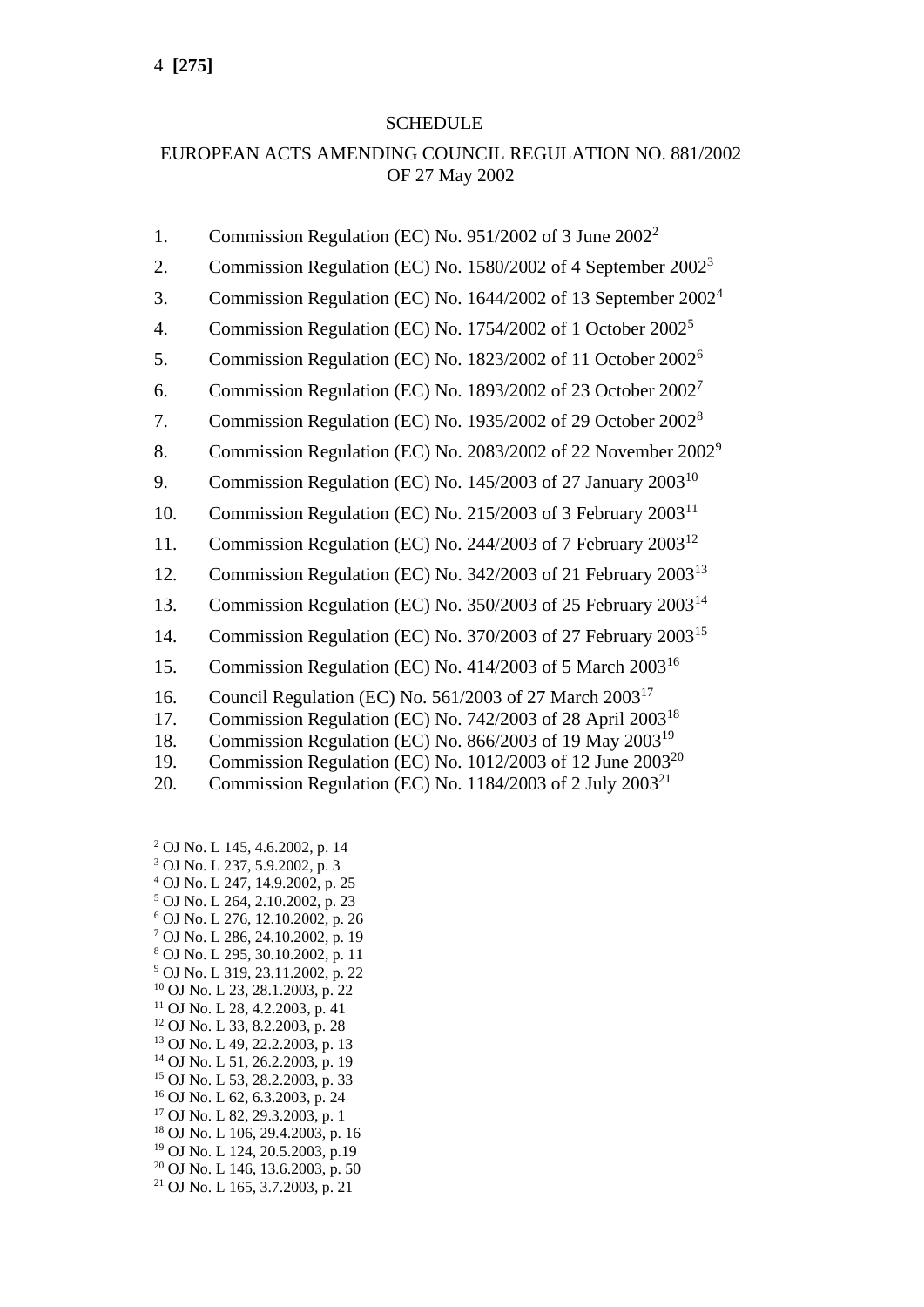SCHEDULE

EUROPEAN ACTS AMENDING COUNCIL REGULATION NO. 881/2002 OF 27 May 2002

1. Commission Regulation (EC) No. 951/2002 of 3 June 2002[2]
2. Commission Regulation (EC) No. 1580/2002 of 4 September 2002[3]
3. Commission Regulation (EC) No. 1644/2002 of 13 September 2002[4]
4. Commission Regulation (EC) No. 1754/2002 of 1 October 2002[5]
5. Commission Regulation (EC) No. 1823/2002 of 11 October 2002[6]
6. Commission Regulation (EC) No. 1893/2002 of 23 October 2002[7]
7. Commission Regulation (EC) No. 1935/2002 of 29 October 2002[8]
8. Commission Regulation (EC) No. 2083/2002 of 22 November 2002[9]
9. Commission Regulation (EC) No. 145/2003 of 27 January 2003[10]
10. Commission Regulation (EC) No. 215/2003 of 3 February 2003[11]
11. Commission Regulation (EC) No. 244/2003 of 7 February 2003[12]
12. Commission Regulation (EC) No. 342/2003 of 21 February 2003[13]
13. Commission Regulation (EC) No. 350/2003 of 25 February 2003[14]
14. Commission Regulation (EC) No. 370/2003 of 27 February 2003[15]
15. Commission Regulation (EC) No. 414/2003 of 5 March 2003[16]
16. Council Regulation (EC) No. 561/2003 of 27 March 2003[17]
17. Commission Regulation (EC) No. 742/2003 of 28 April 2003[18]
18. Commission Regulation (EC) No. 866/2003 of 19 May 2003[19]
19. Commission Regulation (EC) No. 1012/2003 of 12 June 2003[20]
20. Commission Regulation (EC) No. 1184/2003 of 2 July 2003[21]

---

[2] OJ No. L 145, 4.6.2002, p. 14
[3] OJ No. L 237, 5.9.2002, p. 3
[4] OJ No. L 247, 14.9.2002, p. 25
[5] OJ No. L 264, 2.10.2002, p. 23
[6] OJ No. L 276, 12.10.2002, p. 26
[7] OJ No. L 286, 24.10.2002, p. 19
[8] OJ No. L 295, 30.10.2002, p. 11
[9] OJ No. L 319, 23.11.2002, p. 22
[10] OJ No. L 23, 28.1.2003, p. 22
[11] OJ No. L 28, 4.2.2003, p. 41
[12] OJ No. L 33, 8.2.2003, p. 28
[13] OJ No. L 49, 22.2.2003, p. 13
[14] OJ No. L 51, 26.2.2003, p. 19
[15] OJ No. L 53, 28.2.2003, p. 33
[16] OJ No. L 62, 6.3.2003, p. 24
[17] OJ No. L 82, 29.3.2003, p. 1
[18] OJ No. L 106, 29.4.2003, p. 16
[19] OJ No. L 124, 20.5.2003, p.19
[20] OJ No. L 146, 13.6.2003, p. 50
[21] OJ No. L 165, 3.7.2003, p. 21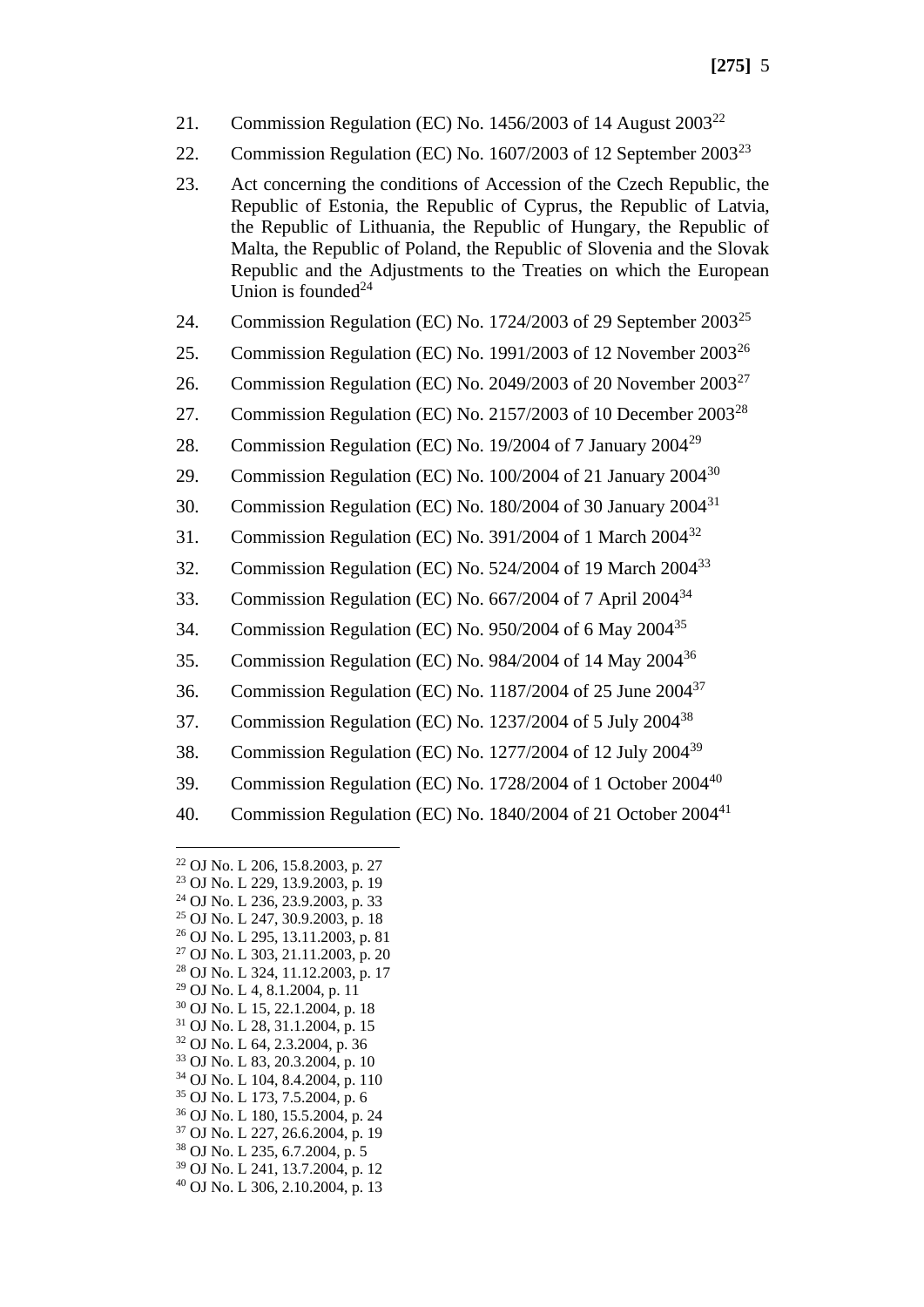21. Commission Regulation (EC) No. 1456/2003 of 14 August 2003[22]

22. Commission Regulation (EC) No. 1607/2003 of 12 September 2003[23]

23. Act concerning the conditions of Accession of the Czech Republic, the Republic of Estonia, the Republic of Cyprus, the Republic of Latvia, the Republic of Lithuania, the Republic of Hungary, the Republic of Malta, the Republic of Poland, the Republic of Slovenia and the Slovak Republic and the Adjustments to the Treaties on which the European Union is founded[24]

24. Commission Regulation (EC) No. 1724/2003 of 29 September 2003[25]

25. Commission Regulation (EC) No. 1991/2003 of 12 November 2003[26]

26. Commission Regulation (EC) No. 2049/2003 of 20 November 2003[27]

27. Commission Regulation (EC) No. 2157/2003 of 10 December 2003[28]

28. Commission Regulation (EC) No. 19/2004 of 7 January 2004[29]

29. Commission Regulation (EC) No. 100/2004 of 21 January 2004[30]

30. Commission Regulation (EC) No. 180/2004 of 30 January 2004[31]

31. Commission Regulation (EC) No. 391/2004 of 1 March 2004[32]

32. Commission Regulation (EC) No. 524/2004 of 19 March 2004[33]

33. Commission Regulation (EC) No. 667/2004 of 7 April 2004[34]

34. Commission Regulation (EC) No. 950/2004 of 6 May 2004[35]

35. Commission Regulation (EC) No. 984/2004 of 14 May 2004[36]

36. Commission Regulation (EC) No. 1187/2004 of 25 June 2004[37]

37. Commission Regulation (EC) No. 1237/2004 of 5 July 2004[38]

38. Commission Regulation (EC) No. 1277/2004 of 12 July 2004[39]

39. Commission Regulation (EC) No. 1728/2004 of 1 October 2004[40]

40. Commission Regulation (EC) No. 1840/2004 of 21 October 2004[41]

---

[22] OJ No. L 206, 15.8.2003, p. 27
[23] OJ No. L 229, 13.9.2003, p. 19
[24] OJ No. L 236, 23.9.2003, p. 33
[25] OJ No. L 247, 30.9.2003, p. 18
[26] OJ No. L 295, 13.11.2003, p. 81
[27] OJ No. L 303, 21.11.2003, p. 20
[28] OJ No. L 324, 11.12.2003, p. 17
[29] OJ No. L 4, 8.1.2004, p. 11
[30] OJ No. L 15, 22.1.2004, p. 18
[31] OJ No. L 28, 31.1.2004, p. 15
[32] OJ No. L 64, 2.3.2004, p. 36
[33] OJ No. L 83, 20.3.2004, p. 10
[34] OJ No. L 104, 8.4.2004, p. 110
[35] OJ No. L 173, 7.5.2004, p. 6
[36] OJ No. L 180, 15.5.2004, p. 24
[37] OJ No. L 227, 26.6.2004, p. 19
[38] OJ No. L 235, 6.7.2004, p. 5
[39] OJ No. L 241, 13.7.2004, p. 12
[40] OJ No. L 306, 2.10.2004, p. 13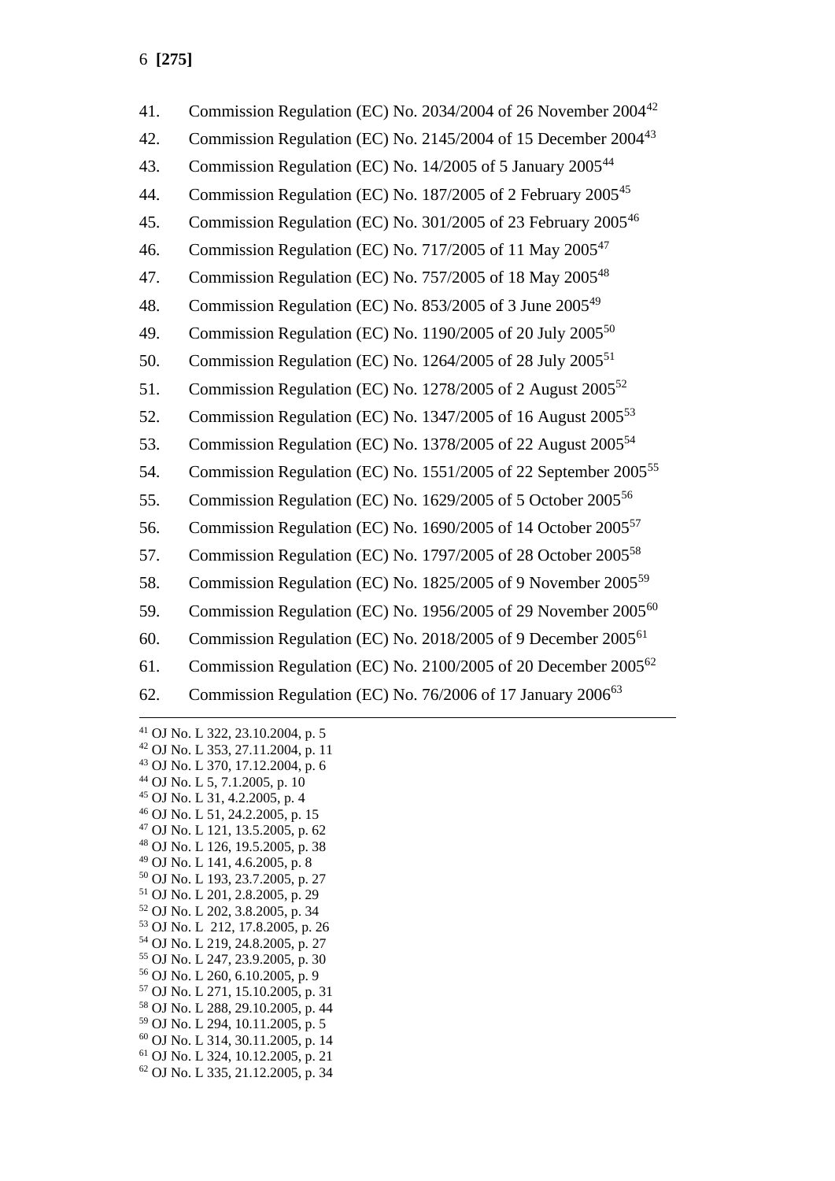41. Commission Regulation (EC) No. 2034/2004 of 26 November 2004[42]
42. Commission Regulation (EC) No. 2145/2004 of 15 December 2004[43]
43. Commission Regulation (EC) No. 14/2005 of 5 January 2005[44]
44. Commission Regulation (EC) No. 187/2005 of 2 February 2005[45]
45. Commission Regulation (EC) No. 301/2005 of 23 February 2005[46]
46. Commission Regulation (EC) No. 717/2005 of 11 May 2005[47]
47. Commission Regulation (EC) No. 757/2005 of 18 May 2005[48]
48. Commission Regulation (EC) No. 853/2005 of 3 June 2005[49]
49. Commission Regulation (EC) No. 1190/2005 of 20 July 2005[50]
50. Commission Regulation (EC) No. 1264/2005 of 28 July 2005[51]
51. Commission Regulation (EC) No. 1278/2005 of 2 August 2005[52]
52. Commission Regulation (EC) No. 1347/2005 of 16 August 2005[53]
53. Commission Regulation (EC) No. 1378/2005 of 22 August 2005[54]
54. Commission Regulation (EC) No. 1551/2005 of 22 September 2005[55]
55. Commission Regulation (EC) No. 1629/2005 of 5 October 2005[56]
56. Commission Regulation (EC) No. 1690/2005 of 14 October 2005[57]
57. Commission Regulation (EC) No. 1797/2005 of 28 October 2005[58]
58. Commission Regulation (EC) No. 1825/2005 of 9 November 2005[59]
59. Commission Regulation (EC) No. 1956/2005 of 29 November 2005[60]
60. Commission Regulation (EC) No. 2018/2005 of 9 December 2005[61]
61. Commission Regulation (EC) No. 2100/2005 of 20 December 2005[62]
62. Commission Regulation (EC) No. 76/2006 of 17 January 2006[63]

---

[41] OJ No. L 322, 23.10.2004, p. 5
[42] OJ No. L 353, 27.11.2004, p. 11
[43] OJ No. L 370, 17.12.2004, p. 6
[44] OJ No. L 5, 7.1.2005, p. 10
[45] OJ No. L 31, 4.2.2005, p. 4
[46] OJ No. L 51, 24.2.2005, p. 15
[47] OJ No. L 121, 13.5.2005, p. 62
[48] OJ No. L 126, 19.5.2005, p. 38
[49] OJ No. L 141, 4.6.2005, p. 8
[50] OJ No. L 193, 23.7.2005, p. 27
[51] OJ No. L 201, 2.8.2005, p. 29
[52] OJ No. L 202, 3.8.2005, p. 34
[53] OJ No. L 212, 17.8.2005, p. 26
[54] OJ No. L 219, 24.8.2005, p. 27
[55] OJ No. L 247, 23.9.2005, p. 30
[56] OJ No. L 260, 6.10.2005, p. 9
[57] OJ No. L 271, 15.10.2005, p. 31
[58] OJ No. L 288, 29.10.2005, p. 44
[59] OJ No. L 294, 10.11.2005, p. 5
[60] OJ No. L 314, 30.11.2005, p. 14
[61] OJ No. L 324, 10.12.2005, p. 21
[62] OJ No. L 335, 21.12.2005, p. 34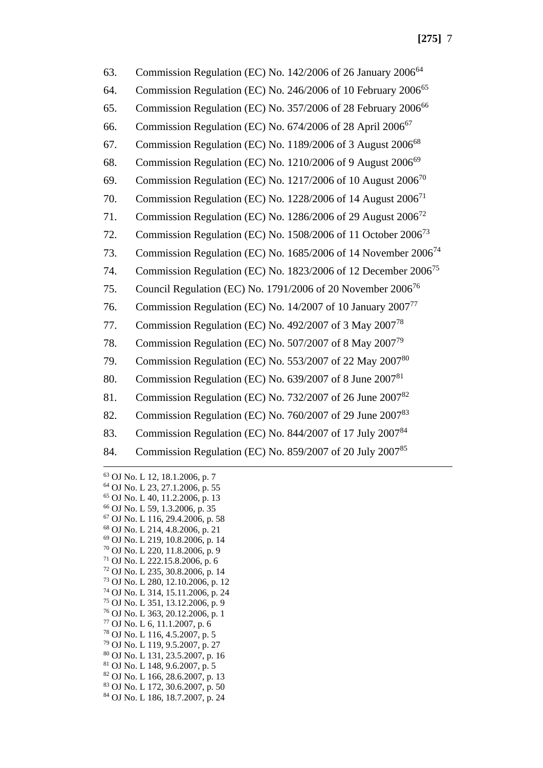63. Commission Regulation (EC) No. 142/2006 of 26 January 2006[64]
64. Commission Regulation (EC) No. 246/2006 of 10 February 2006[65]
65. Commission Regulation (EC) No. 357/2006 of 28 February 2006[66]
66. Commission Regulation (EC) No. 674/2006 of 28 April 2006[67]
67. Commission Regulation (EC) No. 1189/2006 of 3 August 2006[68]
68. Commission Regulation (EC) No. 1210/2006 of 9 August 2006[69]
69. Commission Regulation (EC) No. 1217/2006 of 10 August 2006[70]
70. Commission Regulation (EC) No. 1228/2006 of 14 August 2006[71]
71. Commission Regulation (EC) No. 1286/2006 of 29 August 2006[72]
72. Commission Regulation (EC) No. 1508/2006 of 11 October 2006[73]
73. Commission Regulation (EC) No. 1685/2006 of 14 November 2006[74]
74. Commission Regulation (EC) No. 1823/2006 of 12 December 2006[75]
75. Council Regulation (EC) No. 1791/2006 of 20 November 2006[76]
76. Commission Regulation (EC) No. 14/2007 of 10 January 2007[77]
77. Commission Regulation (EC) No. 492/2007 of 3 May 2007[78]
78. Commission Regulation (EC) No. 507/2007 of 8 May 2007[79]
79. Commission Regulation (EC) No. 553/2007 of 22 May 2007[80]
80. Commission Regulation (EC) No. 639/2007 of 8 June 2007[81]
81. Commission Regulation (EC) No. 732/2007 of 26 June 2007[82]
82. Commission Regulation (EC) No. 760/2007 of 29 June 2007[83]
83. Commission Regulation (EC) No. 844/2007 of 17 July 2007[84]
84. Commission Regulation (EC) No. 859/2007 of 20 July 2007[85]

---

[63] OJ No. L 12, 18.1.2006, p. 7
[64] OJ No. L 23, 27.1.2006, p. 55
[65] OJ No. L 40, 11.2.2006, p. 13
[66] OJ No. L 59, 1.3.2006, p. 35
[67] OJ No. L 116, 29.4.2006, p. 58
[68] OJ No. L 214, 4.8.2006, p. 21
[69] OJ No. L 219, 10.8.2006, p. 14
[70] OJ No. L 220, 11.8.2006, p. 9
[71] OJ No. L 222.15.8.2006, p. 6
[72] OJ No. L 235, 30.8.2006, p. 14
[73] OJ No. L 280, 12.10.2006, p. 12
[74] OJ No. L 314, 15.11.2006, p. 24
[75] OJ No. L 351, 13.12.2006, p. 9
[76] OJ No. L 363, 20.12.2006, p. 1
[77] OJ No. L 6, 11.1.2007, p. 6
[78] OJ No. L 116, 4.5.2007, p. 5
[79] OJ No. L 119, 9.5.2007, p. 27
[80] OJ No. L 131, 23.5.2007, p. 16
[81] OJ No. L 148, 9.6.2007, p. 5
[82] OJ No. L 166, 28.6.2007, p. 13
[83] OJ No. L 172, 30.6.2007, p. 50
[84] OJ No. L 186, 18.7.2007, p. 24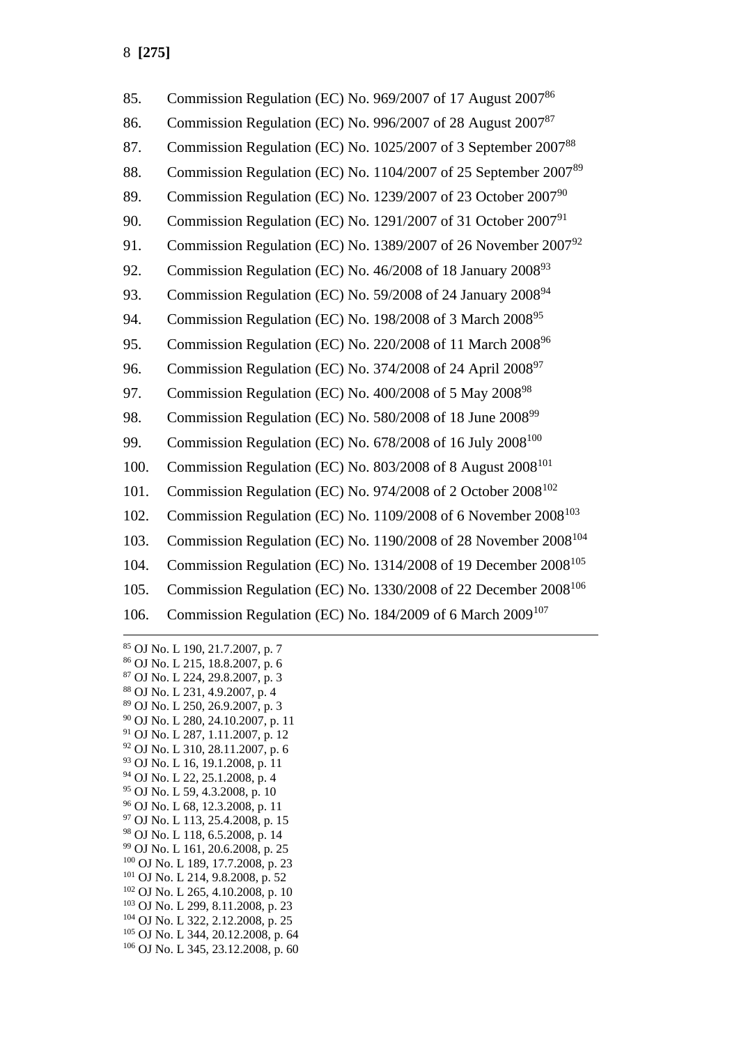85. Commission Regulation (EC) No. 969/2007 of 17 August 2007[86]
86. Commission Regulation (EC) No. 996/2007 of 28 August 2007[87]
87. Commission Regulation (EC) No. 1025/2007 of 3 September 2007[88]
88. Commission Regulation (EC) No. 1104/2007 of 25 September 2007[89]
89. Commission Regulation (EC) No. 1239/2007 of 23 October 2007[90]
90. Commission Regulation (EC) No. 1291/2007 of 31 October 2007[91]
91. Commission Regulation (EC) No. 1389/2007 of 26 November 2007[92]
92. Commission Regulation (EC) No. 46/2008 of 18 January 2008[93]
93. Commission Regulation (EC) No. 59/2008 of 24 January 2008[94]
94. Commission Regulation (EC) No. 198/2008 of 3 March 2008[95]
95. Commission Regulation (EC) No. 220/2008 of 11 March 2008[96]
96. Commission Regulation (EC) No. 374/2008 of 24 April 2008[97]
97. Commission Regulation (EC) No. 400/2008 of 5 May 2008[98]
98. Commission Regulation (EC) No. 580/2008 of 18 June 2008[99]
99. Commission Regulation (EC) No. 678/2008 of 16 July 2008[100]
100. Commission Regulation (EC) No. 803/2008 of 8 August 2008[101]
101. Commission Regulation (EC) No. 974/2008 of 2 October 2008[102]
102. Commission Regulation (EC) No. 1109/2008 of 6 November 2008[103]
103. Commission Regulation (EC) No. 1190/2008 of 28 November 2008[104]
104. Commission Regulation (EC) No. 1314/2008 of 19 December 2008[105]
105. Commission Regulation (EC) No. 1330/2008 of 22 December 2008[106]
106. Commission Regulation (EC) No. 184/2009 of 6 March 2009[107]

---

[85] OJ No. L 190, 21.7.2007, p. 7
[86] OJ No. L 215, 18.8.2007, p. 6
[87] OJ No. L 224, 29.8.2007, p. 3
[88] OJ No. L 231, 4.9.2007, p. 4
[89] OJ No. L 250, 26.9.2007, p. 3
[90] OJ No. L 280, 24.10.2007, p. 11
[91] OJ No. L 287, 1.11.2007, p. 12
[92] OJ No. L 310, 28.11.2007, p. 6
[93] OJ No. L 16, 19.1.2008, p. 11
[94] OJ No. L 22, 25.1.2008, p. 4
[95] OJ No. L 59, 4.3.2008, p. 10
[96] OJ No. L 68, 12.3.2008, p. 11
[97] OJ No. L 113, 25.4.2008, p. 15
[98] OJ No. L 118, 6.5.2008, p. 14
[99] OJ No. L 161, 20.6.2008, p. 25
[100] OJ No. L 189, 17.7.2008, p. 23
[101] OJ No. L 214, 9.8.2008, p. 52
[102] OJ No. L 265, 4.10.2008, p. 10
[103] OJ No. L 299, 8.11.2008, p. 23
[104] OJ No. L 322, 2.12.2008, p. 25
[105] OJ No. L 344, 20.12.2008, p. 64
[106] OJ No. L 345, 23.12.2008, p. 60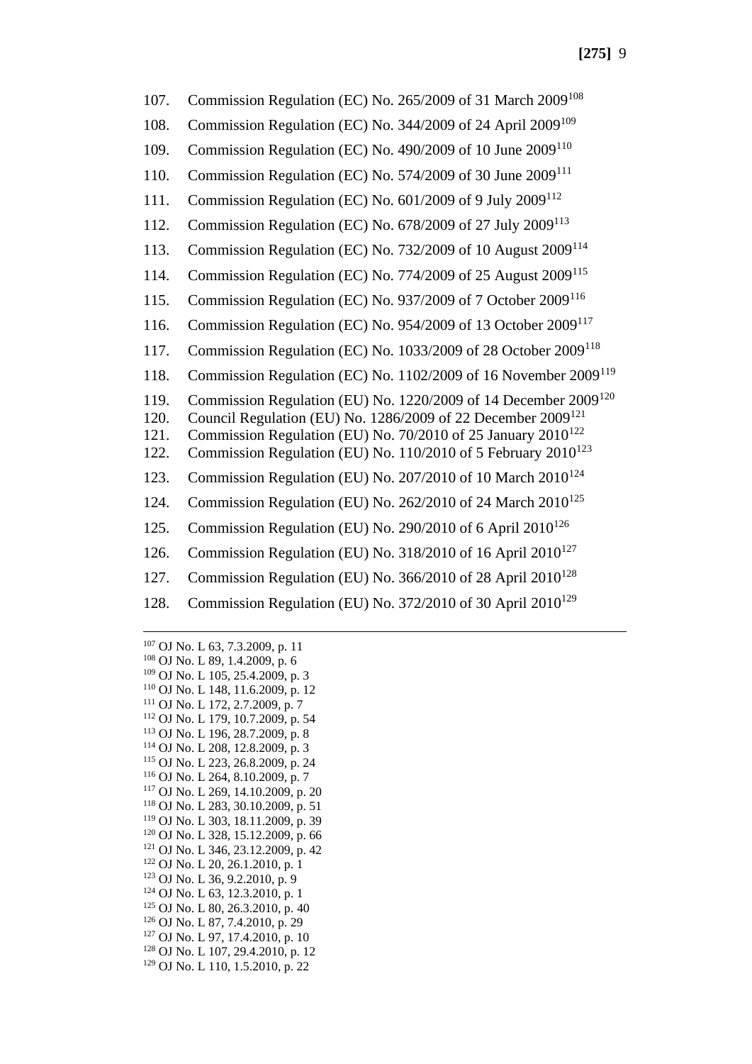107. Commission Regulation (EC) No. 265/2009 of 31 March 2009[108]

108. Commission Regulation (EC) No. 344/2009 of 24 April 2009[109]

109. Commission Regulation (EC) No. 490/2009 of 10 June 2009[110]

110. Commission Regulation (EC) No. 574/2009 of 30 June 2009[111]

111. Commission Regulation (EC) No. 601/2009 of 9 July 2009[112]

112. Commission Regulation (EC) No. 678/2009 of 27 July 2009[113]

113. Commission Regulation (EC) No. 732/2009 of 10 August 2009[114]

114. Commission Regulation (EC) No. 774/2009 of 25 August 2009[115]

115. Commission Regulation (EC) No. 937/2009 of 7 October 2009[116]

116. Commission Regulation (EC) No. 954/2009 of 13 October 2009[117]

117. Commission Regulation (EC) No. 1033/2009 of 28 October 2009[118]

118. Commission Regulation (EC) No. 1102/2009 of 16 November 2009[119]

119. Commission Regulation (EU) No. 1220/2009 of 14 December 2009[120]
120. Council Regulation (EU) No. 1286/2009 of 22 December 2009[121]
121. Commission Regulation (EU) No. 70/2010 of 25 January 2010[122]
122. Commission Regulation (EU) No. 110/2010 of 5 February 2010[123]

123. Commission Regulation (EU) No. 207/2010 of 10 March 2010[124]

124. Commission Regulation (EU) No. 262/2010 of 24 March 2010[125]

125. Commission Regulation (EU) No. 290/2010 of 6 April 2010[126]

126. Commission Regulation (EU) No. 318/2010 of 16 April 2010[127]

127. Commission Regulation (EU) No. 366/2010 of 28 April 2010[128]

128. Commission Regulation (EU) No. 372/2010 of 30 April 2010[129]

---

[107] OJ No. L 63, 7.3.2009, p. 11
[108] OJ No. L 89, 1.4.2009, p. 6
[109] OJ No. L 105, 25.4.2009, p. 3
[110] OJ No. L 148, 11.6.2009, p. 12
[111] OJ No. L 172, 2.7.2009, p. 7
[112] OJ No. L 179, 10.7.2009, p. 54
[113] OJ No. L 196, 28.7.2009, p. 8
[114] OJ No. L 208, 12.8.2009, p. 3
[115] OJ No. L 223, 26.8.2009, p. 24
[116] OJ No. L 264, 8.10.2009, p. 7
[117] OJ No. L 269, 14.10.2009, p. 20
[118] OJ No. L 283, 30.10.2009, p. 51
[119] OJ No. L 303, 18.11.2009, p. 39
[120] OJ No. L 328, 15.12.2009, p. 66
[121] OJ No. L 346, 23.12.2009, p. 42
[122] OJ No. L 20, 26.1.2010, p. 1
[123] OJ No. L 36, 9.2.2010, p. 9
[124] OJ No. L 63, 12.3.2010, p. 1
[125] OJ No. L 80, 26.3.2010, p. 40
[126] OJ No. L 87, 7.4.2010, p. 29
[127] OJ No. L 97, 17.4.2010, p. 10
[128] OJ No. L 107, 29.4.2010, p. 12
[129] OJ No. L 110, 1.5.2010, p. 22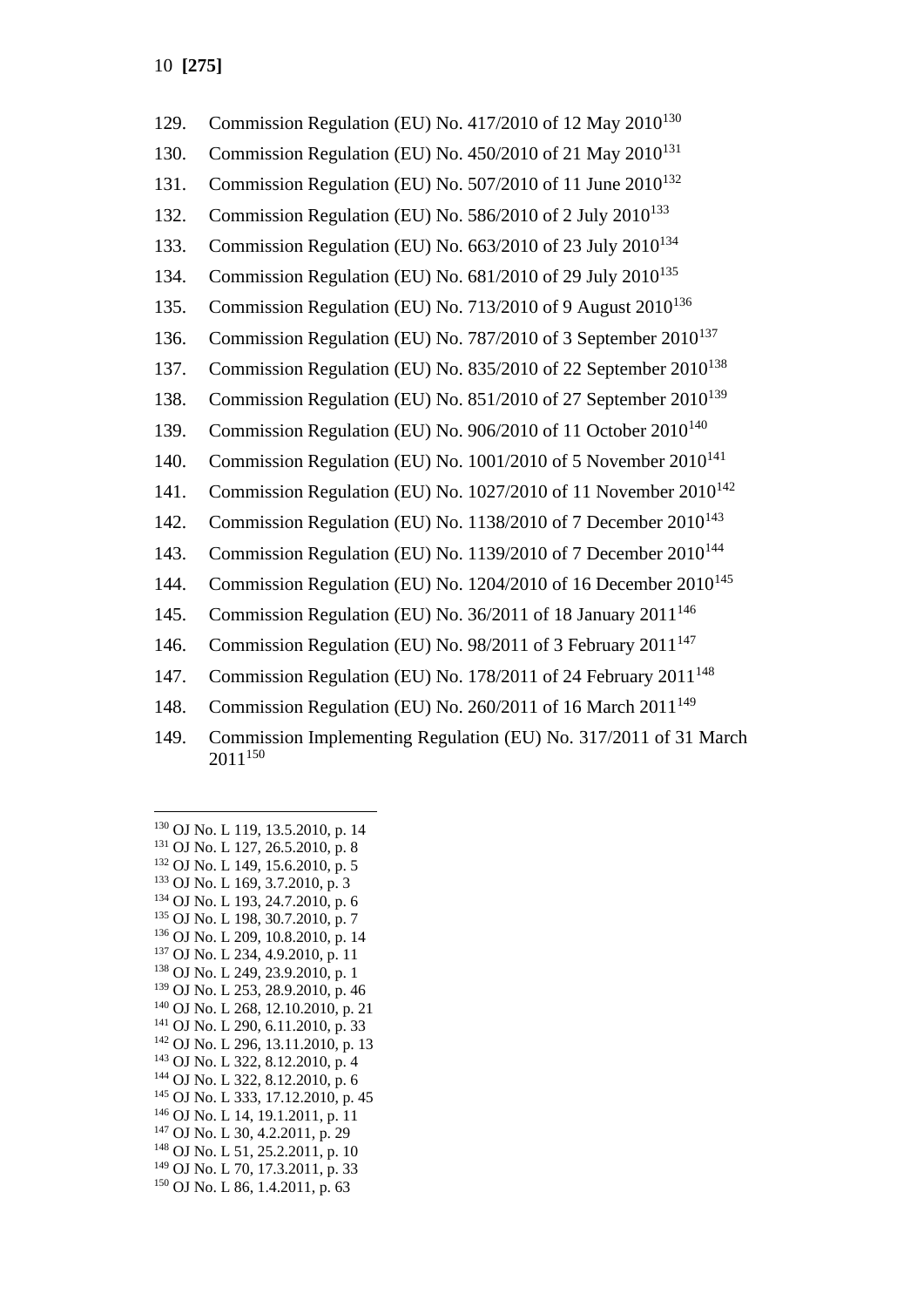129. Commission Regulation (EU) No. 417/2010 of 12 May 2010[130]

130. Commission Regulation (EU) No. 450/2010 of 21 May 2010[131]

131. Commission Regulation (EU) No. 507/2010 of 11 June 2010[132]

132. Commission Regulation (EU) No. 586/2010 of 2 July 2010[133]

133. Commission Regulation (EU) No. 663/2010 of 23 July 2010[134]

134. Commission Regulation (EU) No. 681/2010 of 29 July 2010[135]

135. Commission Regulation (EU) No. 713/2010 of 9 August 2010[136]

136. Commission Regulation (EU) No. 787/2010 of 3 September 2010[137]

137. Commission Regulation (EU) No. 835/2010 of 22 September 2010[138]

138. Commission Regulation (EU) No. 851/2010 of 27 September 2010[139]

139. Commission Regulation (EU) No. 906/2010 of 11 October 2010[140]

140. Commission Regulation (EU) No. 1001/2010 of 5 November 2010[141]

141. Commission Regulation (EU) No. 1027/2010 of 11 November 2010[142]

142. Commission Regulation (EU) No. 1138/2010 of 7 December 2010[143]

143. Commission Regulation (EU) No. 1139/2010 of 7 December 2010[144]

144. Commission Regulation (EU) No. 1204/2010 of 16 December 2010[145]

145. Commission Regulation (EU) No. 36/2011 of 18 January 2011[146]

146. Commission Regulation (EU) No. 98/2011 of 3 February 2011[147]

147. Commission Regulation (EU) No. 178/2011 of 24 February 2011[148]

148. Commission Regulation (EU) No. 260/2011 of 16 March 2011[149]

149. Commission Implementing Regulation (EU) No. 317/2011 of 31 March 2011[150]

---

[130] OJ No. L 119, 13.5.2010, p. 14
[131] OJ No. L 127, 26.5.2010, p. 8
[132] OJ No. L 149, 15.6.2010, p. 5
[133] OJ No. L 169, 3.7.2010, p. 3
[134] OJ No. L 193, 24.7.2010, p. 6
[135] OJ No. L 198, 30.7.2010, p. 7
[136] OJ No. L 209, 10.8.2010, p. 14
[137] OJ No. L 234, 4.9.2010, p. 11
[138] OJ No. L 249, 23.9.2010, p. 1
[139] OJ No. L 253, 28.9.2010, p. 46
[140] OJ No. L 268, 12.10.2010, p. 21
[141] OJ No. L 290, 6.11.2010, p. 33
[142] OJ No. L 296, 13.11.2010, p. 13
[143] OJ No. L 322, 8.12.2010, p. 4
[144] OJ No. L 322, 8.12.2010, p. 6
[145] OJ No. L 333, 17.12.2010, p. 45
[146] OJ No. L 14, 19.1.2011, p. 11
[147] OJ No. L 30, 4.2.2011, p. 29
[148] OJ No. L 51, 25.2.2011, p. 10
[149] OJ No. L 70, 17.3.2011, p. 33
[150] OJ No. L 86, 1.4.2011, p. 63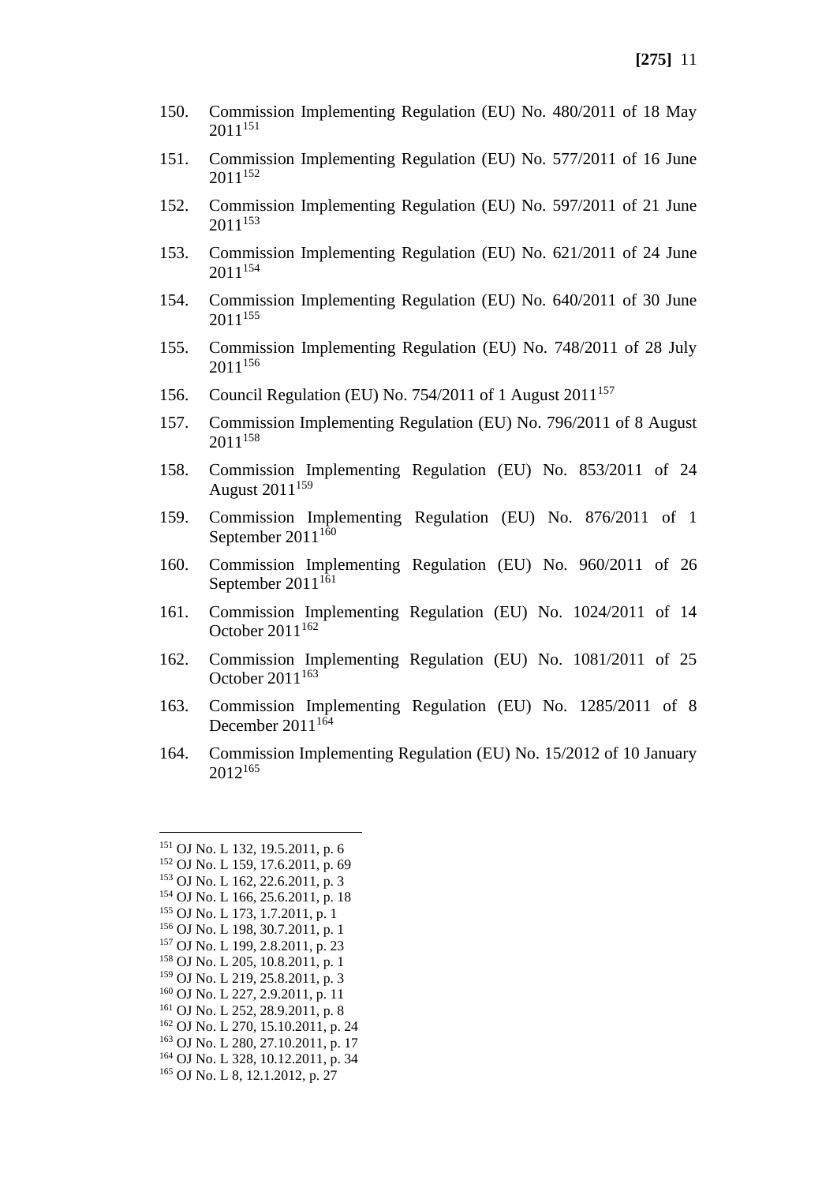150. Commission Implementing Regulation (EU) No. 480/2011 of 18 May 2011[151]

151. Commission Implementing Regulation (EU) No. 577/2011 of 16 June 2011[152]

152. Commission Implementing Regulation (EU) No. 597/2011 of 21 June 2011[153]

153. Commission Implementing Regulation (EU) No. 621/2011 of 24 June 2011[154]

154. Commission Implementing Regulation (EU) No. 640/2011 of 30 June 2011[155]

155. Commission Implementing Regulation (EU) No. 748/2011 of 28 July 2011[156]

156. Council Regulation (EU) No. 754/2011 of 1 August 2011[157]

157. Commission Implementing Regulation (EU) No. 796/2011 of 8 August 2011[158]

158. Commission Implementing Regulation (EU) No. 853/2011 of 24 August 2011[159]

159. Commission Implementing Regulation (EU) No. 876/2011 of 1 September 2011[160]

160. Commission Implementing Regulation (EU) No. 960/2011 of 26 September 2011[161]

161. Commission Implementing Regulation (EU) No. 1024/2011 of 14 October 2011[162]

162. Commission Implementing Regulation (EU) No. 1081/2011 of 25 October 2011[163]

163. Commission Implementing Regulation (EU) No. 1285/2011 of 8 December 2011[164]

164. Commission Implementing Regulation (EU) No. 15/2012 of 10 January 2012[165]

---

[151] OJ No. L 132, 19.5.2011, p. 6
[152] OJ No. L 159, 17.6.2011, p. 69
[153] OJ No. L 162, 22.6.2011, p. 3
[154] OJ No. L 166, 25.6.2011, p. 18
[155] OJ No. L 173, 1.7.2011, p. 1
[156] OJ No. L 198, 30.7.2011, p. 1
[157] OJ No. L 199, 2.8.2011, p. 23
[158] OJ No. L 205, 10.8.2011, p. 1
[159] OJ No. L 219, 25.8.2011, p. 3
[160] OJ No. L 227, 2.9.2011, p. 11
[161] OJ No. L 252, 28.9.2011, p. 8
[162] OJ No. L 270, 15.10.2011, p. 24
[163] OJ No. L 280, 27.10.2011, p. 17
[164] OJ No. L 328, 10.12.2011, p. 34
[165] OJ No. L 8, 12.1.2012, p. 27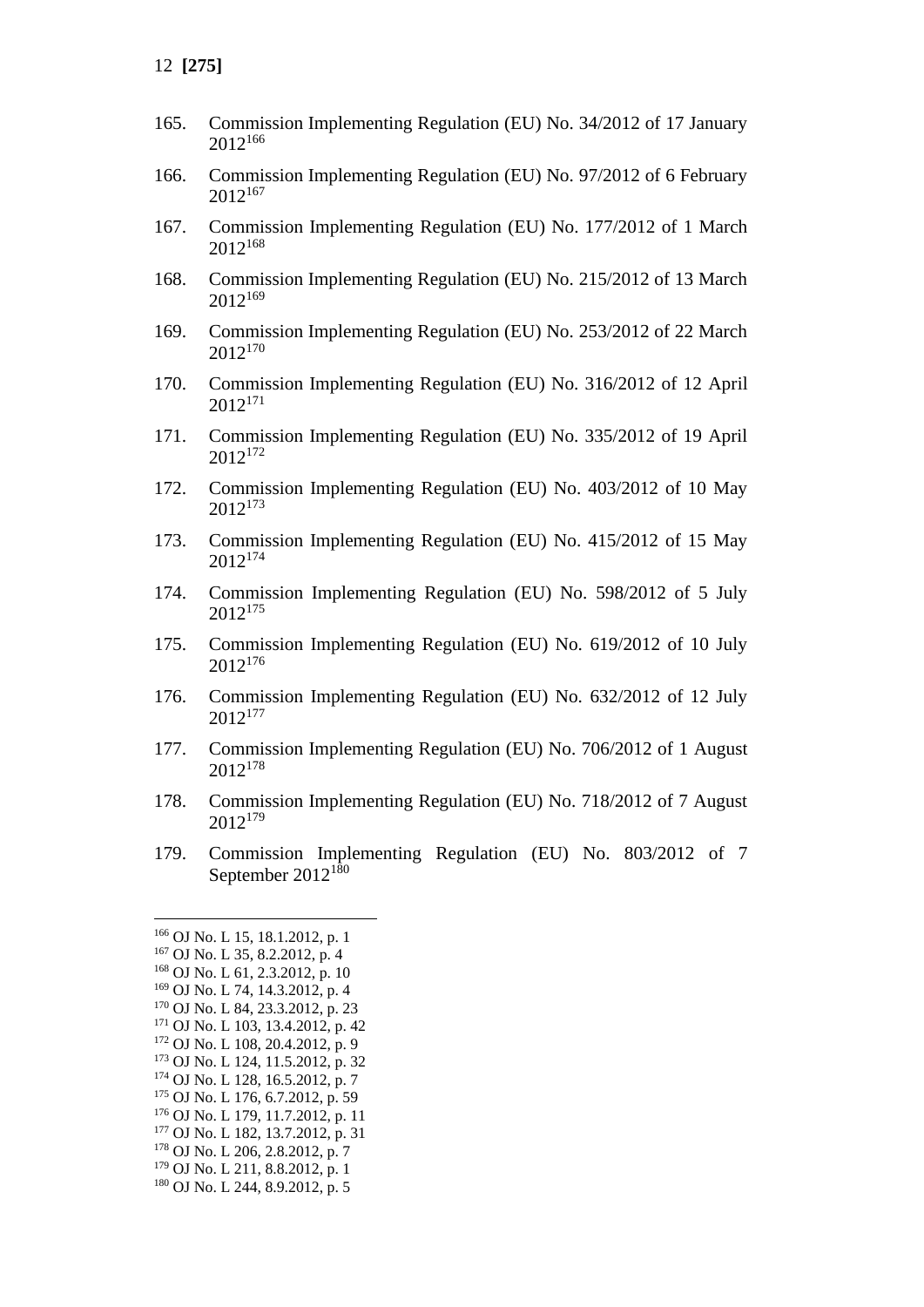165. Commission Implementing Regulation (EU) No. 34/2012 of 17 January 2012[166]

166. Commission Implementing Regulation (EU) No. 97/2012 of 6 February 2012[167]

167. Commission Implementing Regulation (EU) No. 177/2012 of 1 March 2012[168]

168. Commission Implementing Regulation (EU) No. 215/2012 of 13 March 2012[169]

169. Commission Implementing Regulation (EU) No. 253/2012 of 22 March 2012[170]

170. Commission Implementing Regulation (EU) No. 316/2012 of 12 April 2012[171]

171. Commission Implementing Regulation (EU) No. 335/2012 of 19 April 2012[172]

172. Commission Implementing Regulation (EU) No. 403/2012 of 10 May 2012[173]

173. Commission Implementing Regulation (EU) No. 415/2012 of 15 May 2012[174]

174. Commission Implementing Regulation (EU) No. 598/2012 of 5 July 2012[175]

175. Commission Implementing Regulation (EU) No. 619/2012 of 10 July 2012[176]

176. Commission Implementing Regulation (EU) No. 632/2012 of 12 July 2012[177]

177. Commission Implementing Regulation (EU) No. 706/2012 of 1 August 2012[178]

178. Commission Implementing Regulation (EU) No. 718/2012 of 7 August 2012[179]

179. Commission Implementing Regulation (EU) No. 803/2012 of 7 September 2012[180]

---

[166] OJ No. L 15, 18.1.2012, p. 1
[167] OJ No. L 35, 8.2.2012, p. 4
[168] OJ No. L 61, 2.3.2012, p. 10
[169] OJ No. L 74, 14.3.2012, p. 4
[170] OJ No. L 84, 23.3.2012, p. 23
[171] OJ No. L 103, 13.4.2012, p. 42
[172] OJ No. L 108, 20.4.2012, p. 9
[173] OJ No. L 124, 11.5.2012, p. 32
[174] OJ No. L 128, 16.5.2012, p. 7
[175] OJ No. L 176, 6.7.2012, p. 59
[176] OJ No. L 179, 11.7.2012, p. 11
[177] OJ No. L 182, 13.7.2012, p. 31
[178] OJ No. L 206, 2.8.2012, p. 7
[179] OJ No. L 211, 8.8.2012, p. 1
[180] OJ No. L 244, 8.9.2012, p. 5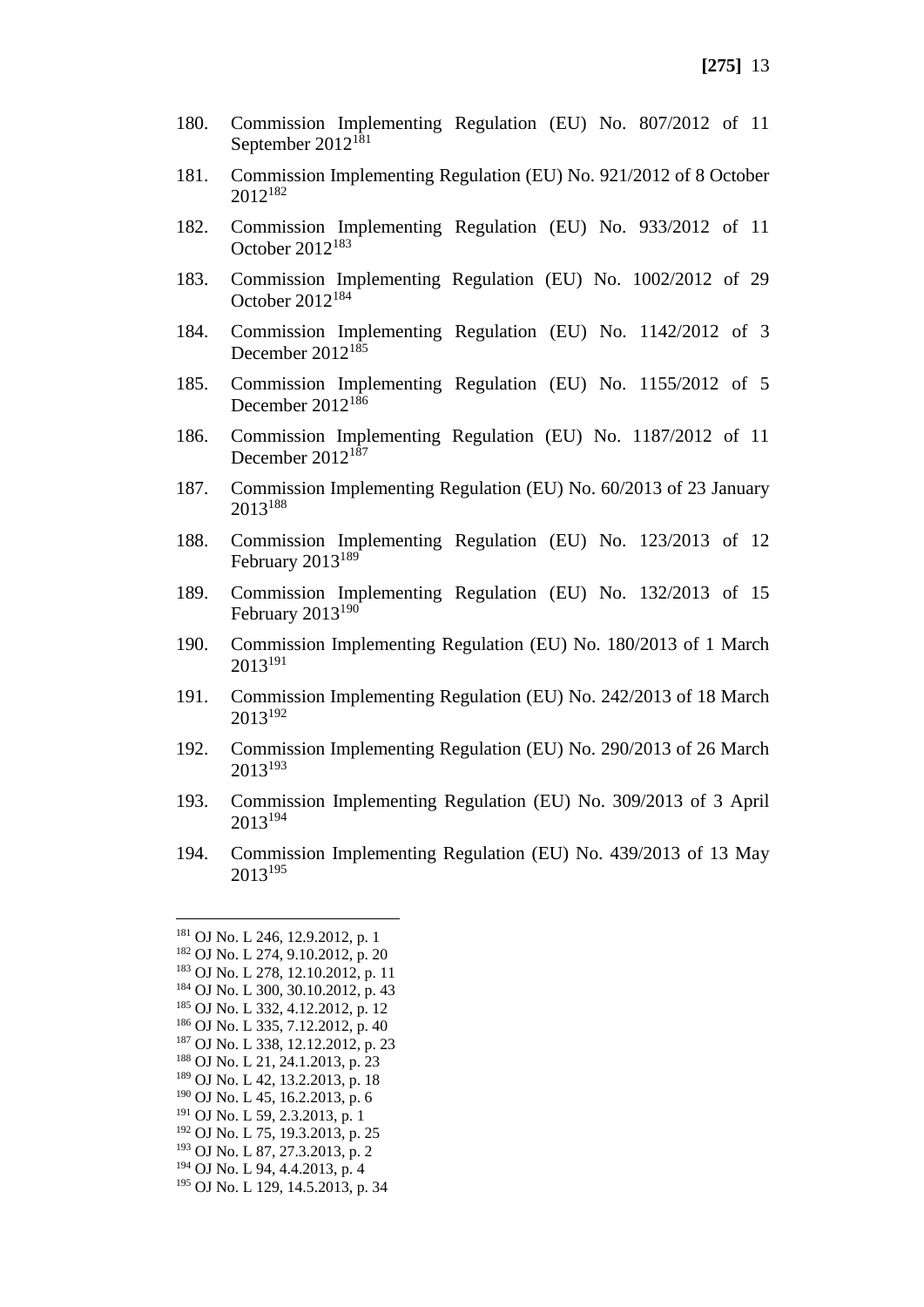180. Commission Implementing Regulation (EU) No. 807/2012 of 11 September 2012[181]

181. Commission Implementing Regulation (EU) No. 921/2012 of 8 October 2012[182]

182. Commission Implementing Regulation (EU) No. 933/2012 of 11 October 2012[183]

183. Commission Implementing Regulation (EU) No. 1002/2012 of 29 October 2012[184]

184. Commission Implementing Regulation (EU) No. 1142/2012 of 3 December 2012[185]

185. Commission Implementing Regulation (EU) No. 1155/2012 of 5 December 2012[186]

186. Commission Implementing Regulation (EU) No. 1187/2012 of 11 December 2012[187]

187. Commission Implementing Regulation (EU) No. 60/2013 of 23 January 2013[188]

188. Commission Implementing Regulation (EU) No. 123/2013 of 12 February 2013[189]

189. Commission Implementing Regulation (EU) No. 132/2013 of 15 February 2013[190]

190. Commission Implementing Regulation (EU) No. 180/2013 of 1 March 2013[191]

191. Commission Implementing Regulation (EU) No. 242/2013 of 18 March 2013[192]

192. Commission Implementing Regulation (EU) No. 290/2013 of 26 March 2013[193]

193. Commission Implementing Regulation (EU) No. 309/2013 of 3 April 2013[194]

194. Commission Implementing Regulation (EU) No. 439/2013 of 13 May 2013[195]

---

[181] OJ No. L 246, 12.9.2012, p. 1
[182] OJ No. L 274, 9.10.2012, p. 20
[183] OJ No. L 278, 12.10.2012, p. 11
[184] OJ No. L 300, 30.10.2012, p. 43
[185] OJ No. L 332, 4.12.2012, p. 12
[186] OJ No. L 335, 7.12.2012, p. 40
[187] OJ No. L 338, 12.12.2012, p. 23
[188] OJ No. L 21, 24.1.2013, p. 23
[189] OJ No. L 42, 13.2.2013, p. 18
[190] OJ No. L 45, 16.2.2013, p. 6
[191] OJ No. L 59, 2.3.2013, p. 1
[192] OJ No. L 75, 19.3.2013, p. 25
[193] OJ No. L 87, 27.3.2013, p. 2
[194] OJ No. L 94, 4.4.2013, p. 4
[195] OJ No. L 129, 14.5.2013, p. 34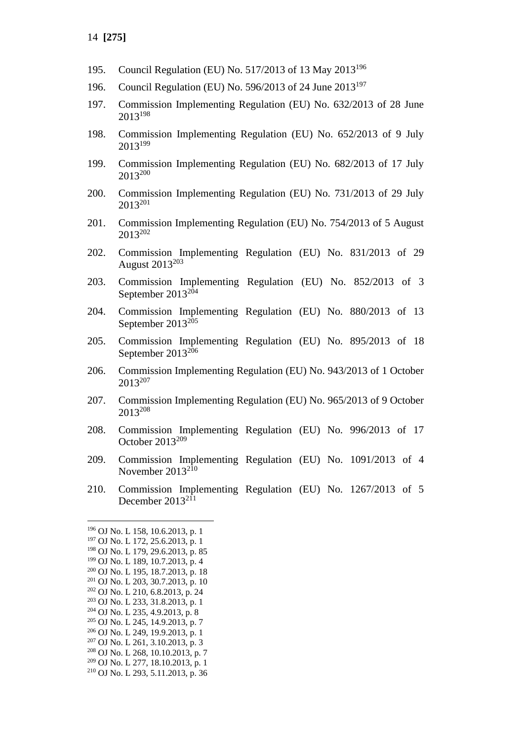195. Council Regulation (EU) No. 517/2013 of 13 May 2013[196]

196. Council Regulation (EU) No. 596/2013 of 24 June 2013[197]

197. Commission Implementing Regulation (EU) No. 632/2013 of 28 June 2013[198]

198. Commission Implementing Regulation (EU) No. 652/2013 of 9 July 2013[199]

199. Commission Implementing Regulation (EU) No. 682/2013 of 17 July 2013[200]

200. Commission Implementing Regulation (EU) No. 731/2013 of 29 July 2013[201]

201. Commission Implementing Regulation (EU) No. 754/2013 of 5 August 2013[202]

202. Commission Implementing Regulation (EU) No. 831/2013 of 29 August 2013[203]

203. Commission Implementing Regulation (EU) No. 852/2013 of 3 September 2013[204]

204. Commission Implementing Regulation (EU) No. 880/2013 of 13 September 2013[205]

205. Commission Implementing Regulation (EU) No. 895/2013 of 18 September 2013[206]

206. Commission Implementing Regulation (EU) No. 943/2013 of 1 October 2013[207]

207. Commission Implementing Regulation (EU) No. 965/2013 of 9 October 2013[208]

208. Commission Implementing Regulation (EU) No. 996/2013 of 17 October 2013[209]

209. Commission Implementing Regulation (EU) No. 1091/2013 of 4 November 2013[210]

210. Commission Implementing Regulation (EU) No. 1267/2013 of 5 December 2013[211]

---

[196] OJ No. L 158, 10.6.2013, p. 1
[197] OJ No. L 172, 25.6.2013, p. 1
[198] OJ No. L 179, 29.6.2013, p. 85
[199] OJ No. L 189, 10.7.2013, p. 4
[200] OJ No. L 195, 18.7.2013, p. 18
[201] OJ No. L 203, 30.7.2013, p. 10
[202] OJ No. L 210, 6.8.2013, p. 24
[203] OJ No. L 233, 31.8.2013, p. 1
[204] OJ No. L 235, 4.9.2013, p. 8
[205] OJ No. L 245, 14.9.2013, p. 7
[206] OJ No. L 249, 19.9.2013, p. 1
[207] OJ No. L 261, 3.10.2013, p. 3
[208] OJ No. L 268, 10.10.2013, p. 7
[209] OJ No. L 277, 18.10.2013, p. 1
[210] OJ No. L 293, 5.11.2013, p. 36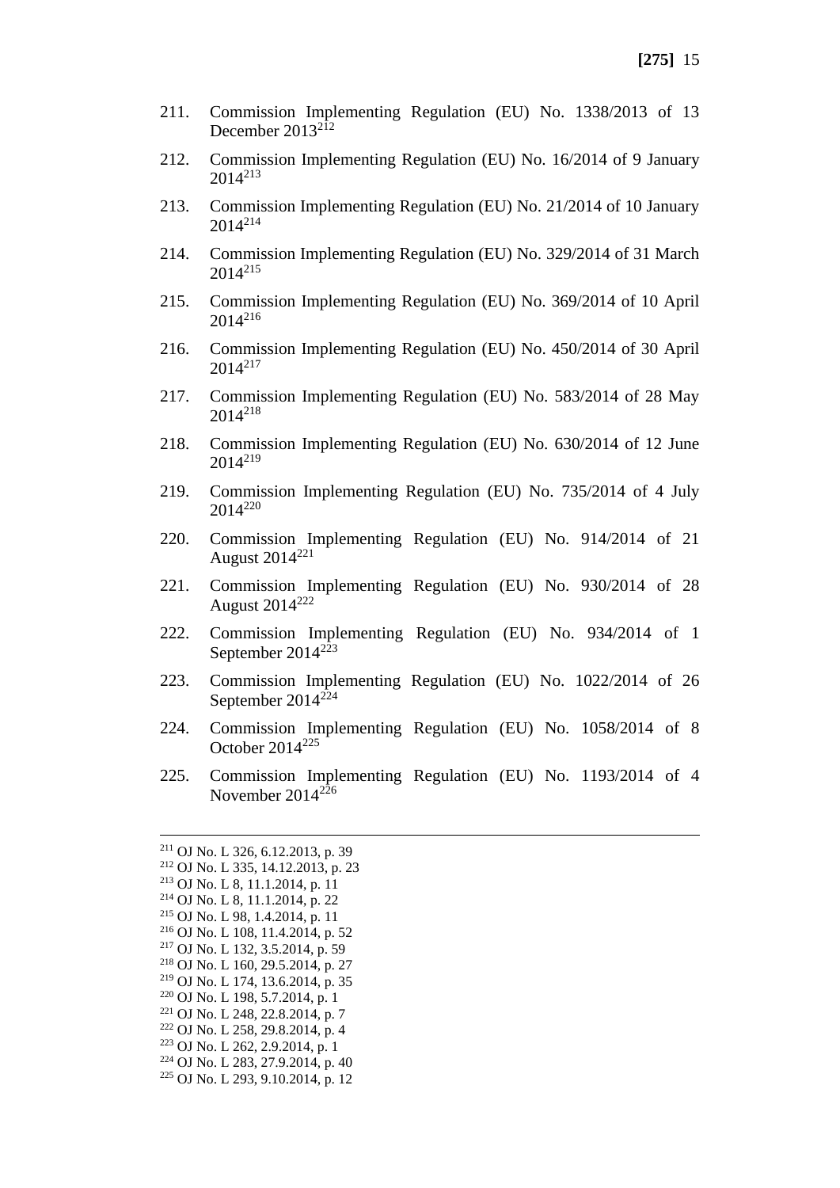211. Commission Implementing Regulation (EU) No. 1338/2013 of 13 December 2013[212]

212. Commission Implementing Regulation (EU) No. 16/2014 of 9 January 2014[213]

213. Commission Implementing Regulation (EU) No. 21/2014 of 10 January 2014[214]

214. Commission Implementing Regulation (EU) No. 329/2014 of 31 March 2014[215]

215. Commission Implementing Regulation (EU) No. 369/2014 of 10 April 2014[216]

216. Commission Implementing Regulation (EU) No. 450/2014 of 30 April 2014[217]

217. Commission Implementing Regulation (EU) No. 583/2014 of 28 May 2014[218]

218. Commission Implementing Regulation (EU) No. 630/2014 of 12 June 2014[219]

219. Commission Implementing Regulation (EU) No. 735/2014 of 4 July 2014[220]

220. Commission Implementing Regulation (EU) No. 914/2014 of 21 August 2014[221]

221. Commission Implementing Regulation (EU) No. 930/2014 of 28 August 2014[222]

222. Commission Implementing Regulation (EU) No. 934/2014 of 1 September 2014[223]

223. Commission Implementing Regulation (EU) No. 1022/2014 of 26 September 2014[224]

224. Commission Implementing Regulation (EU) No. 1058/2014 of 8 October 2014[225]

225. Commission Implementing Regulation (EU) No. 1193/2014 of 4 November 2014[226]

---

[211] OJ No. L 326, 6.12.2013, p. 39
[212] OJ No. L 335, 14.12.2013, p. 23
[213] OJ No. L 8, 11.1.2014, p. 11
[214] OJ No. L 8, 11.1.2014, p. 22
[215] OJ No. L 98, 1.4.2014, p. 11
[216] OJ No. L 108, 11.4.2014, p. 52
[217] OJ No. L 132, 3.5.2014, p. 59
[218] OJ No. L 160, 29.5.2014, p. 27
[219] OJ No. L 174, 13.6.2014, p. 35
[220] OJ No. L 198, 5.7.2014, p. 1
[221] OJ No. L 248, 22.8.2014, p. 7
[222] OJ No. L 258, 29.8.2014, p. 4
[223] OJ No. L 262, 2.9.2014, p. 1
[224] OJ No. L 283, 27.9.2014, p. 40
[225] OJ No. L 293, 9.10.2014, p. 12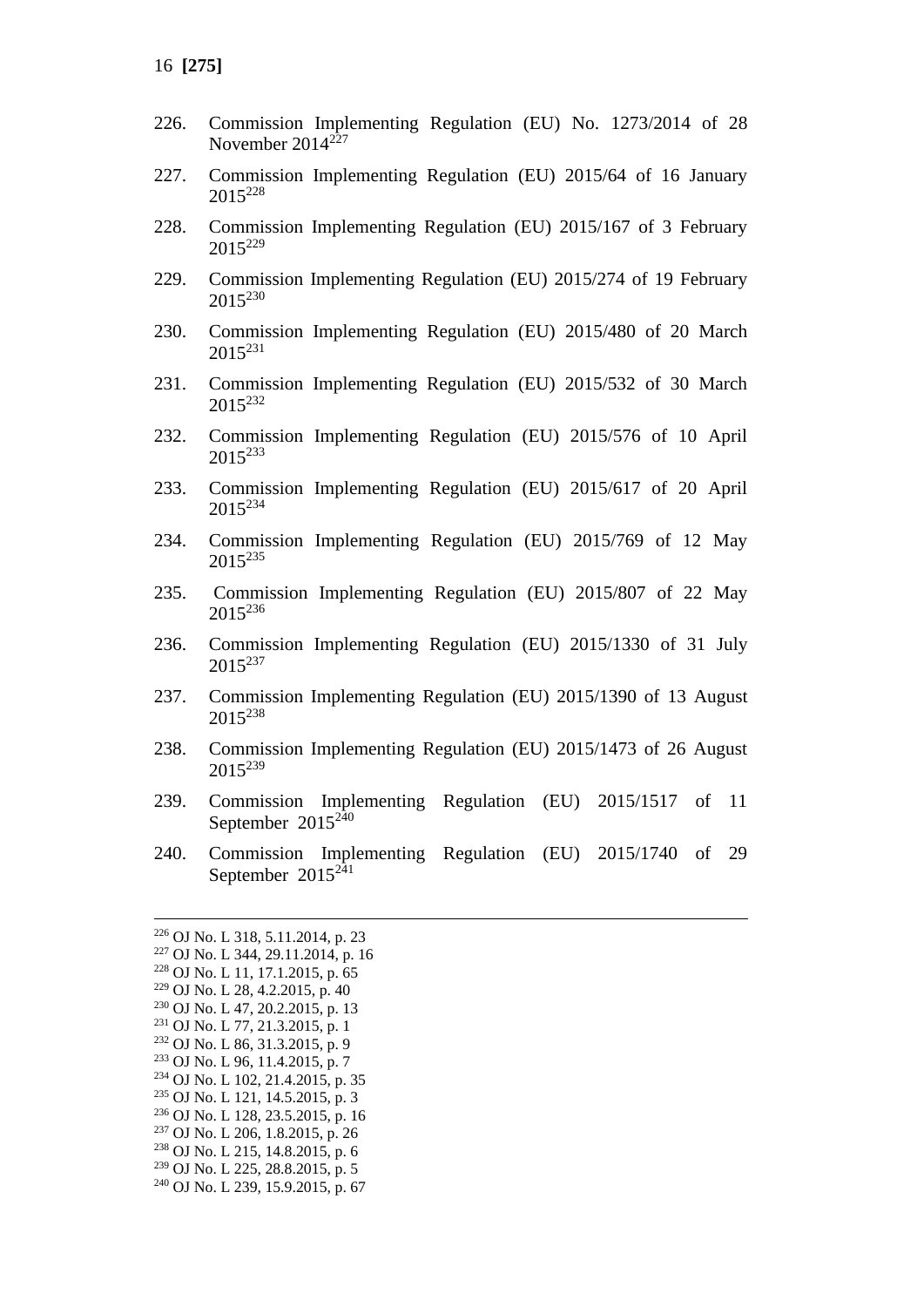226. Commission Implementing Regulation (EU) No. 1273/2014 of 28 November 2014[227]

227. Commission Implementing Regulation (EU) 2015/64 of 16 January 2015[228]

228. Commission Implementing Regulation (EU) 2015/167 of 3 February 2015[229]

229. Commission Implementing Regulation (EU) 2015/274 of 19 February 2015[230]

230. Commission Implementing Regulation (EU) 2015/480 of 20 March 2015[231]

231. Commission Implementing Regulation (EU) 2015/532 of 30 March 2015[232]

232. Commission Implementing Regulation (EU) 2015/576 of 10 April 2015[233]

233. Commission Implementing Regulation (EU) 2015/617 of 20 April 2015[234]

234. Commission Implementing Regulation (EU) 2015/769 of 12 May 2015[235]

235. Commission Implementing Regulation (EU) 2015/807 of 22 May 2015[236]

236. Commission Implementing Regulation (EU) 2015/1330 of 31 July 2015[237]

237. Commission Implementing Regulation (EU) 2015/1390 of 13 August 2015[238]

238. Commission Implementing Regulation (EU) 2015/1473 of 26 August 2015[239]

239. Commission Implementing Regulation (EU) 2015/1517 of 11 September 2015[240]

240. Commission Implementing Regulation (EU) 2015/1740 of 29 September 2015[241]

---

[226] OJ No. L 318, 5.11.2014, p. 23
[227] OJ No. L 344, 29.11.2014, p. 16
[228] OJ No. L 11, 17.1.2015, p. 65
[229] OJ No. L 28, 4.2.2015, p. 40
[230] OJ No. L 47, 20.2.2015, p. 13
[231] OJ No. L 77, 21.3.2015, p. 1
[232] OJ No. L 86, 31.3.2015, p. 9
[233] OJ No. L 96, 11.4.2015, p. 7
[234] OJ No. L 102, 21.4.2015, p. 35
[235] OJ No. L 121, 14.5.2015, p. 3
[236] OJ No. L 128, 23.5.2015, p. 16
[237] OJ No. L 206, 1.8.2015, p. 26
[238] OJ No. L 215, 14.8.2015, p. 6
[239] OJ No. L 225, 28.8.2015, p. 5
[240] OJ No. L 239, 15.9.2015, p. 67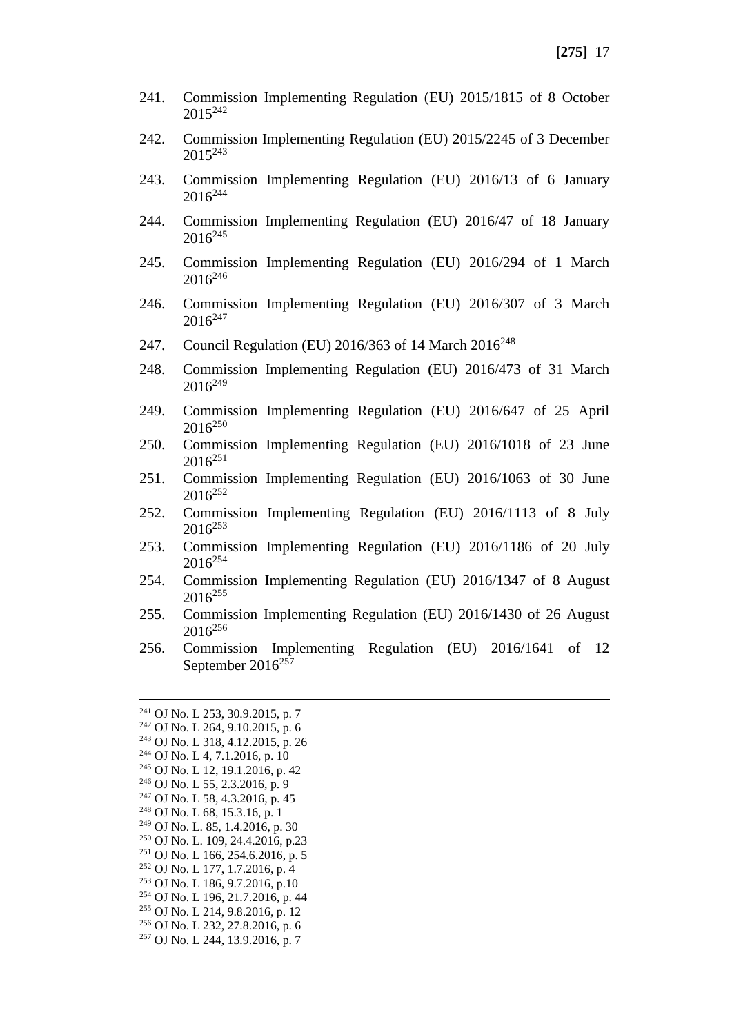241. Commission Implementing Regulation (EU) 2015/1815 of 8 October 2015[242]

242. Commission Implementing Regulation (EU) 2015/2245 of 3 December 2015[243]

243. Commission Implementing Regulation (EU) 2016/13 of 6 January 2016[244]

244. Commission Implementing Regulation (EU) 2016/47 of 18 January 2016[245]

245. Commission Implementing Regulation (EU) 2016/294 of 1 March 2016[246]

246. Commission Implementing Regulation (EU) 2016/307 of 3 March 2016[247]

247. Council Regulation (EU) 2016/363 of 14 March 2016[248]

248. Commission Implementing Regulation (EU) 2016/473 of 31 March 2016[249]

249. Commission Implementing Regulation (EU) 2016/647 of 25 April 2016[250]

250. Commission Implementing Regulation (EU) 2016/1018 of 23 June 2016[251]

251. Commission Implementing Regulation (EU) 2016/1063 of 30 June 2016[252]

252. Commission Implementing Regulation (EU) 2016/1113 of 8 July 2016[253]

253. Commission Implementing Regulation (EU) 2016/1186 of 20 July 2016[254]

254. Commission Implementing Regulation (EU) 2016/1347 of 8 August 2016[255]

255. Commission Implementing Regulation (EU) 2016/1430 of 26 August 2016[256]

256. Commission Implementing Regulation (EU) 2016/1641 of 12 September 2016[257]

---

[241] OJ No. L 253, 30.9.2015, p. 7
[242] OJ No. L 264, 9.10.2015, p. 6
[243] OJ No. L 318, 4.12.2015, p. 26
[244] OJ No. L 4, 7.1.2016, p. 10
[245] OJ No. L 12, 19.1.2016, p. 42
[246] OJ No. L 55, 2.3.2016, p. 9
[247] OJ No. L 58, 4.3.2016, p. 45
[248] OJ No. L 68, 15.3.16, p. 1
[249] OJ No. L. 85, 1.4.2016, p. 30
[250] OJ No. L. 109, 24.4.2016, p.23
[251] OJ No. L 166, 254.6.2016, p. 5
[252] OJ No. L 177, 1.7.2016, p. 4
[253] OJ No. L 186, 9.7.2016, p.10
[254] OJ No. L 196, 21.7.2016, p. 44
[255] OJ No. L 214, 9.8.2016, p. 12
[256] OJ No. L 232, 27.8.2016, p. 6
[257] OJ No. L 244, 13.9.2016, p. 7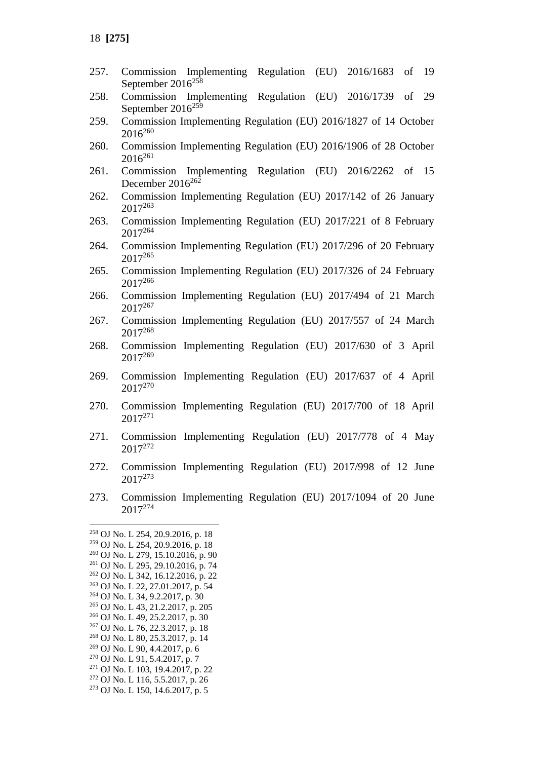257. Commission Implementing Regulation (EU) 2016/1683 of 19 September 2016[258]
258. Commission Implementing Regulation (EU) 2016/1739 of 29 September 2016[259]
259. Commission Implementing Regulation (EU) 2016/1827 of 14 October 2016[260]
260. Commission Implementing Regulation (EU) 2016/1906 of 28 October 2016[261]
261. Commission Implementing Regulation (EU) 2016/2262 of 15 December 2016[262]
262. Commission Implementing Regulation (EU) 2017/142 of 26 January 2017[263]
263. Commission Implementing Regulation (EU) 2017/221 of 8 February 2017[264]
264. Commission Implementing Regulation (EU) 2017/296 of 20 February 2017[265]
265. Commission Implementing Regulation (EU) 2017/326 of 24 February 2017[266]
266. Commission Implementing Regulation (EU) 2017/494 of 21 March 2017[267]
267. Commission Implementing Regulation (EU) 2017/557 of 24 March 2017[268]
268. Commission Implementing Regulation (EU) 2017/630 of 3 April 2017[269]
269. Commission Implementing Regulation (EU) 2017/637 of 4 April 2017[270]
270. Commission Implementing Regulation (EU) 2017/700 of 18 April 2017[271]
271. Commission Implementing Regulation (EU) 2017/778 of 4 May 2017[272]
272. Commission Implementing Regulation (EU) 2017/998 of 12 June 2017[273]
273. Commission Implementing Regulation (EU) 2017/1094 of 20 June 2017[274]

---

[258] OJ No. L 254, 20.9.2016, p. 18
[259] OJ No. L 254, 20.9.2016, p. 18
[260] OJ No. L 279, 15.10.2016, p. 90
[261] OJ No. L 295, 29.10.2016, p. 74
[262] OJ No. L 342, 16.12.2016, p. 22
[263] OJ No. L 22, 27.01.2017, p. 54
[264] OJ No. L 34, 9.2.2017, p. 30
[265] OJ No. L 43, 21.2.2017, p. 205
[266] OJ No. L 49, 25.2.2017, p. 30
[267] OJ No. L 76, 22.3.2017, p. 18
[268] OJ No. L 80, 25.3.2017, p. 14
[269] OJ No. L 90, 4.4.2017, p. 6
[270] OJ No. L 91, 5.4.2017, p. 7
[271] OJ No. L 103, 19.4.2017, p. 22
[272] OJ No. L 116, 5.5.2017, p. 26
[273] OJ No. L 150, 14.6.2017, p. 5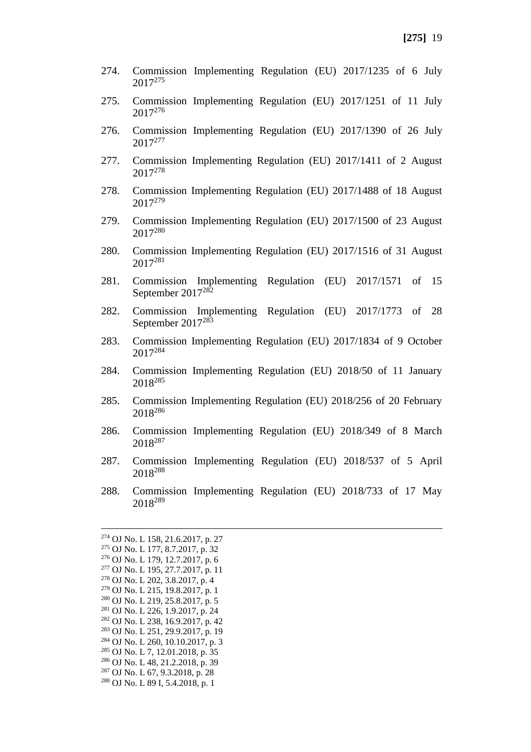274. Commission Implementing Regulation (EU) 2017/1235 of 6 July 2017[275]

275. Commission Implementing Regulation (EU) 2017/1251 of 11 July 2017[276]

276. Commission Implementing Regulation (EU) 2017/1390 of 26 July 2017[277]

277. Commission Implementing Regulation (EU) 2017/1411 of 2 August 2017[278]

278. Commission Implementing Regulation (EU) 2017/1488 of 18 August 2017[279]

279. Commission Implementing Regulation (EU) 2017/1500 of 23 August 2017[280]

280. Commission Implementing Regulation (EU) 2017/1516 of 31 August 2017[281]

281. Commission Implementing Regulation (EU) 2017/1571 of 15 September 2017[282]

282. Commission Implementing Regulation (EU) 2017/1773 of 28 September 2017[283]

283. Commission Implementing Regulation (EU) 2017/1834 of 9 October 2017[284]

284. Commission Implementing Regulation (EU) 2018/50 of 11 January 2018[285]

285. Commission Implementing Regulation (EU) 2018/256 of 20 February 2018[286]

286. Commission Implementing Regulation (EU) 2018/349 of 8 March 2018[287]

287. Commission Implementing Regulation (EU) 2018/537 of 5 April 2018[288]

288. Commission Implementing Regulation (EU) 2018/733 of 17 May 2018[289]

---

[274] OJ No. L 158, 21.6.2017, p. 27
[275] OJ No. L 177, 8.7.2017, p. 32
[276] OJ No. L 179, 12.7.2017, p. 6
[277] OJ No. L 195, 27.7.2017, p. 11
[278] OJ No. L 202, 3.8.2017, p. 4
[279] OJ No. L 215, 19.8.2017, p. 1
[280] OJ No. L 219, 25.8.2017, p. 5
[281] OJ No. L 226, 1.9.2017, p. 24
[282] OJ No. L 238, 16.9.2017, p. 42
[283] OJ No. L 251, 29.9.2017, p. 19
[284] OJ No. L 260, 10.10.2017, p. 3
[285] OJ No. L 7, 12.01.2018, p. 35
[286] OJ No. L 48, 21.2.2018, p. 39
[287] OJ No. L 67, 9.3.2018, p. 28
[288] OJ No. L 89 I, 5.4.2018, p. 1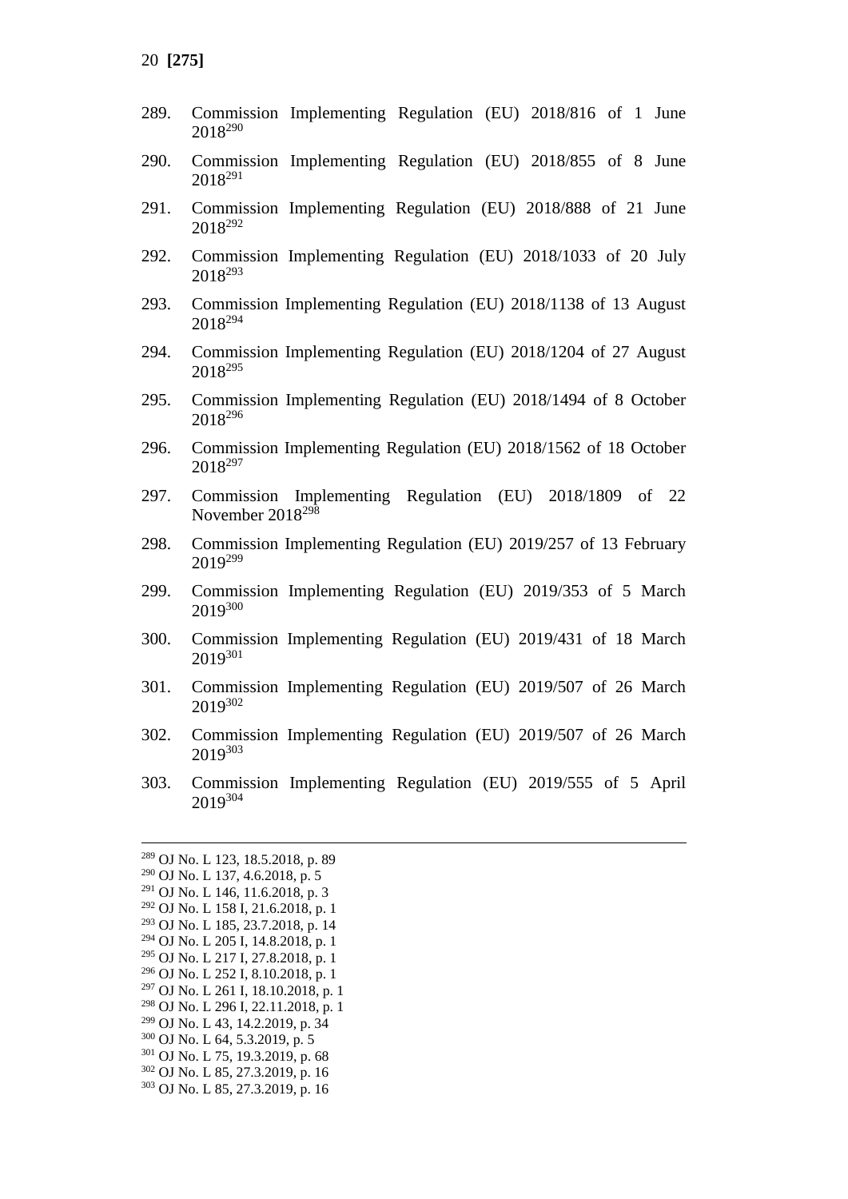289. Commission Implementing Regulation (EU) 2018/816 of 1 June 2018[290]

290. Commission Implementing Regulation (EU) 2018/855 of 8 June 2018[291]

291. Commission Implementing Regulation (EU) 2018/888 of 21 June 2018[292]

292. Commission Implementing Regulation (EU) 2018/1033 of 20 July 2018[293]

293. Commission Implementing Regulation (EU) 2018/1138 of 13 August 2018[294]

294. Commission Implementing Regulation (EU) 2018/1204 of 27 August 2018[295]

295. Commission Implementing Regulation (EU) 2018/1494 of 8 October 2018[296]

296. Commission Implementing Regulation (EU) 2018/1562 of 18 October 2018[297]

297. Commission Implementing Regulation (EU) 2018/1809 of 22 November 2018[298]

298. Commission Implementing Regulation (EU) 2019/257 of 13 February 2019[299]

299. Commission Implementing Regulation (EU) 2019/353 of 5 March 2019[300]

300. Commission Implementing Regulation (EU) 2019/431 of 18 March 2019[301]

301. Commission Implementing Regulation (EU) 2019/507 of 26 March 2019[302]

302. Commission Implementing Regulation (EU) 2019/507 of 26 March 2019[303]

303. Commission Implementing Regulation (EU) 2019/555 of 5 April 2019[304]

---

[289] OJ No. L 123, 18.5.2018, p. 89
[290] OJ No. L 137, 4.6.2018, p. 5
[291] OJ No. L 146, 11.6.2018, p. 3
[292] OJ No. L 158 I, 21.6.2018, p. 1
[293] OJ No. L 185, 23.7.2018, p. 14
[294] OJ No. L 205 I, 14.8.2018, p. 1
[295] OJ No. L 217 I, 27.8.2018, p. 1
[296] OJ No. L 252 I, 8.10.2018, p. 1
[297] OJ No. L 261 I, 18.10.2018, p. 1
[298] OJ No. L 296 I, 22.11.2018, p. 1
[299] OJ No. L 43, 14.2.2019, p. 34
[300] OJ No. L 64, 5.3.2019, p. 5
[301] OJ No. L 75, 19.3.2019, p. 68
[302] OJ No. L 85, 27.3.2019, p. 16
[303] OJ No. L 85, 27.3.2019, p. 16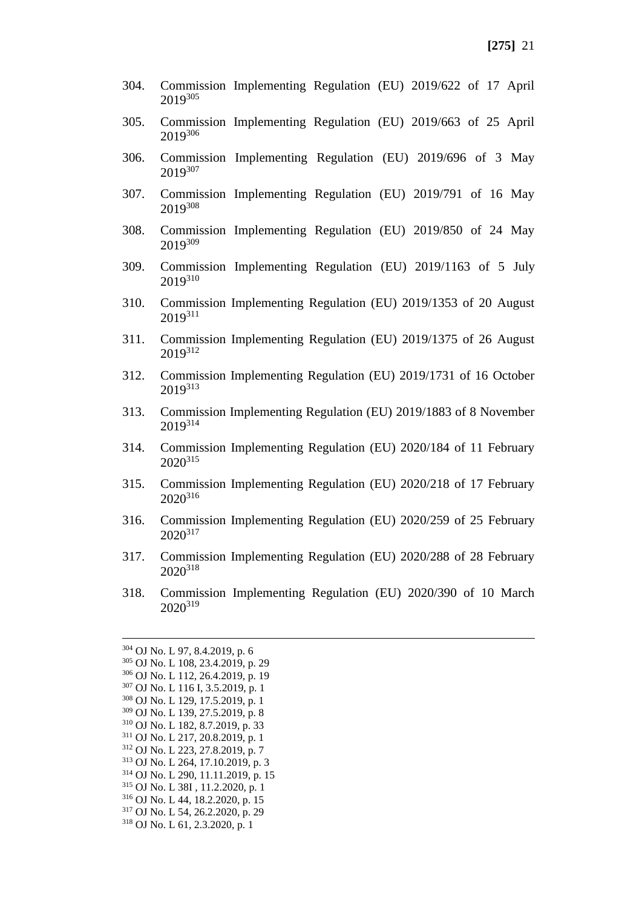304. Commission Implementing Regulation (EU) 2019/622 of 17 April 2019[305]

305. Commission Implementing Regulation (EU) 2019/663 of 25 April 2019[306]

306. Commission Implementing Regulation (EU) 2019/696 of 3 May 2019[307]

307. Commission Implementing Regulation (EU) 2019/791 of 16 May 2019[308]

308. Commission Implementing Regulation (EU) 2019/850 of 24 May 2019[309]

309. Commission Implementing Regulation (EU) 2019/1163 of 5 July 2019[310]

310. Commission Implementing Regulation (EU) 2019/1353 of 20 August 2019[311]

311. Commission Implementing Regulation (EU) 2019/1375 of 26 August 2019[312]

312. Commission Implementing Regulation (EU) 2019/1731 of 16 October 2019[313]

313. Commission Implementing Regulation (EU) 2019/1883 of 8 November 2019[314]

314. Commission Implementing Regulation (EU) 2020/184 of 11 February 2020[315]

315. Commission Implementing Regulation (EU) 2020/218 of 17 February 2020[316]

316. Commission Implementing Regulation (EU) 2020/259 of 25 February 2020[317]

317. Commission Implementing Regulation (EU) 2020/288 of 28 February 2020[318]

318. Commission Implementing Regulation (EU) 2020/390 of 10 March 2020[319]

---

[304] OJ No. L 97, 8.4.2019, p. 6
[305] OJ No. L 108, 23.4.2019, p. 29
[306] OJ No. L 112, 26.4.2019, p. 19
[307] OJ No. L 116 I, 3.5.2019, p. 1
[308] OJ No. L 129, 17.5.2019, p. 1
[309] OJ No. L 139, 27.5.2019, p. 8
[310] OJ No. L 182, 8.7.2019, p. 33
[311] OJ No. L 217, 20.8.2019, p. 1
[312] OJ No. L 223, 27.8.2019, p. 7
[313] OJ No. L 264, 17.10.2019, p. 3
[314] OJ No. L 290, 11.11.2019, p. 15
[315] OJ No. L 38I , 11.2.2020, p. 1
[316] OJ No. L 44, 18.2.2020, p. 15
[317] OJ No. L 54, 26.2.2020, p. 29
[318] OJ No. L 61, 2.3.2020, p. 1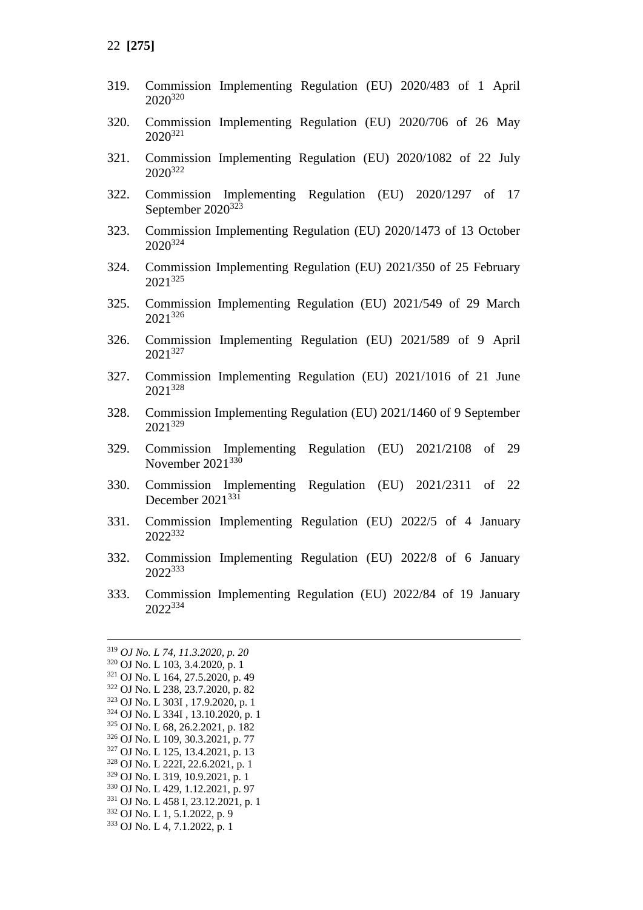319. Commission Implementing Regulation (EU) 2020/483 of 1 April 2020[320]

320. Commission Implementing Regulation (EU) 2020/706 of 26 May 2020[321]

321. Commission Implementing Regulation (EU) 2020/1082 of 22 July 2020[322]

322. Commission Implementing Regulation (EU) 2020/1297 of 17 September 2020[323]

323. Commission Implementing Regulation (EU) 2020/1473 of 13 October 2020[324]

324. Commission Implementing Regulation (EU) 2021/350 of 25 February 2021[325]

325. Commission Implementing Regulation (EU) 2021/549 of 29 March 2021[326]

326. Commission Implementing Regulation (EU) 2021/589 of 9 April 2021[327]

327. Commission Implementing Regulation (EU) 2021/1016 of 21 June 2021[328]

328. Commission Implementing Regulation (EU) 2021/1460 of 9 September 2021[329]

329. Commission Implementing Regulation (EU) 2021/2108 of 29 November 2021[330]

330. Commission Implementing Regulation (EU) 2021/2311 of 22 December 2021[331]

331. Commission Implementing Regulation (EU) 2022/5 of 4 January 2022[332]

332. Commission Implementing Regulation (EU) 2022/8 of 6 January 2022[333]

333. Commission Implementing Regulation (EU) 2022/84 of 19 January 2022[334]

---

[319] *OJ No. L 74, 11.3.2020, p. 20*
[320] OJ No. L 103, 3.4.2020, p. 1
[321] OJ No. L 164, 27.5.2020, p. 49
[322] OJ No. L 238, 23.7.2020, p. 82
[323] OJ No. L 303I , 17.9.2020, p. 1
[324] OJ No. L 334I , 13.10.2020, p. 1
[325] OJ No. L 68, 26.2.2021, p. 182
[326] OJ No. L 109, 30.3.2021, p. 77
[327] OJ No. L 125, 13.4.2021, p. 13
[328] OJ No. L 222I, 22.6.2021, p. 1
[329] OJ No. L 319, 10.9.2021, p. 1
[330] OJ No. L 429, 1.12.2021, p. 97
[331] OJ No. L 458 I, 23.12.2021, p. 1
[332] OJ No. L 1, 5.1.2022, p. 9
[333] OJ No. L 4, 7.1.2022, p. 1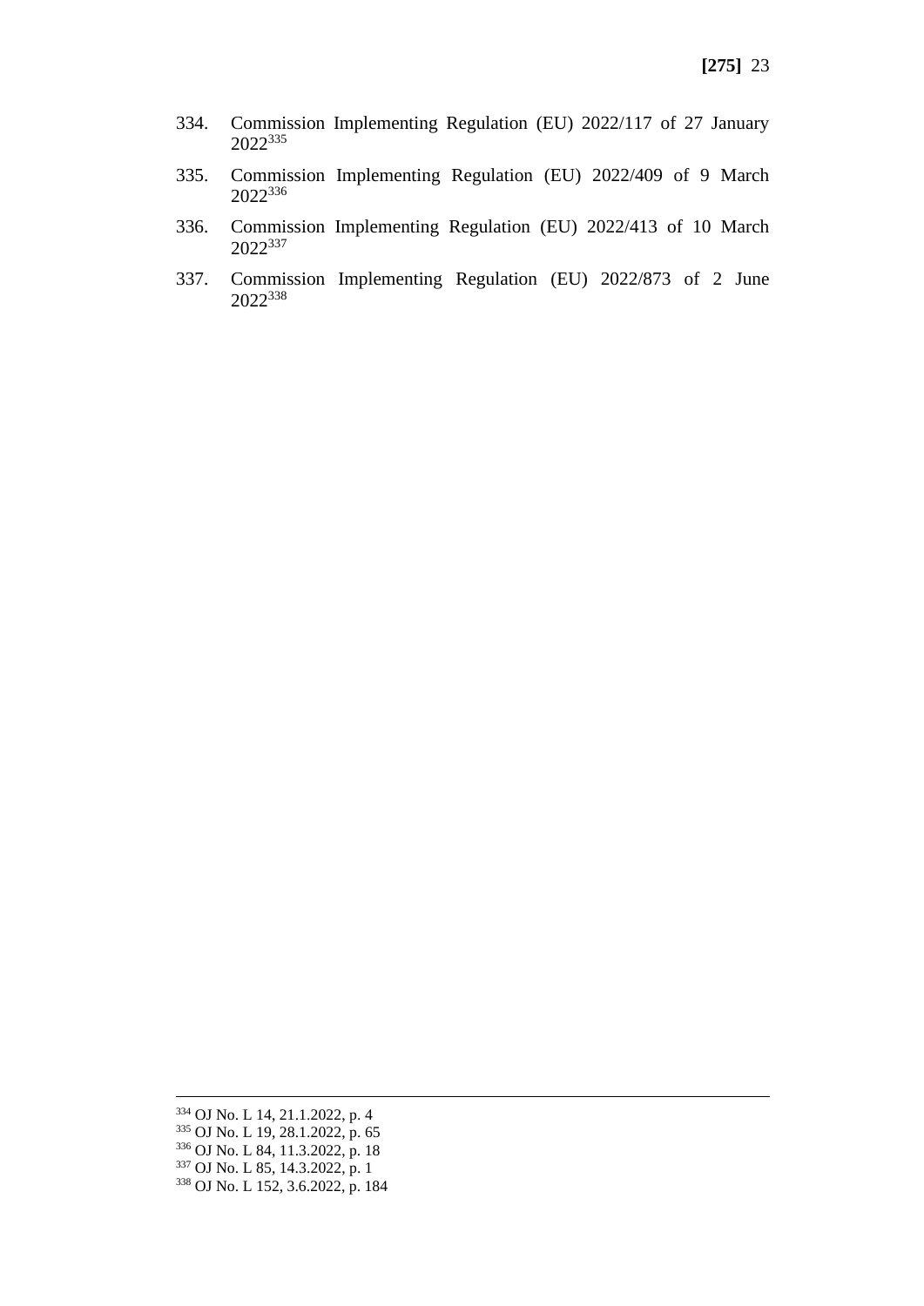334. Commission Implementing Regulation (EU) 2022/117 of 27 January 2022[335]

335. Commission Implementing Regulation (EU) 2022/409 of 9 March 2022[336]

336. Commission Implementing Regulation (EU) 2022/413 of 10 March 2022[337]

337. Commission Implementing Regulation (EU) 2022/873 of 2 June 2022[338]

---

[334] OJ No. L 14, 21.1.2022, p. 4
[335] OJ No. L 19, 28.1.2022, p. 65
[336] OJ No. L 84, 11.3.2022, p. 18
[337] OJ No. L 85, 14.3.2022, p. 1
[338] OJ No. L 152, 3.6.2022, p. 184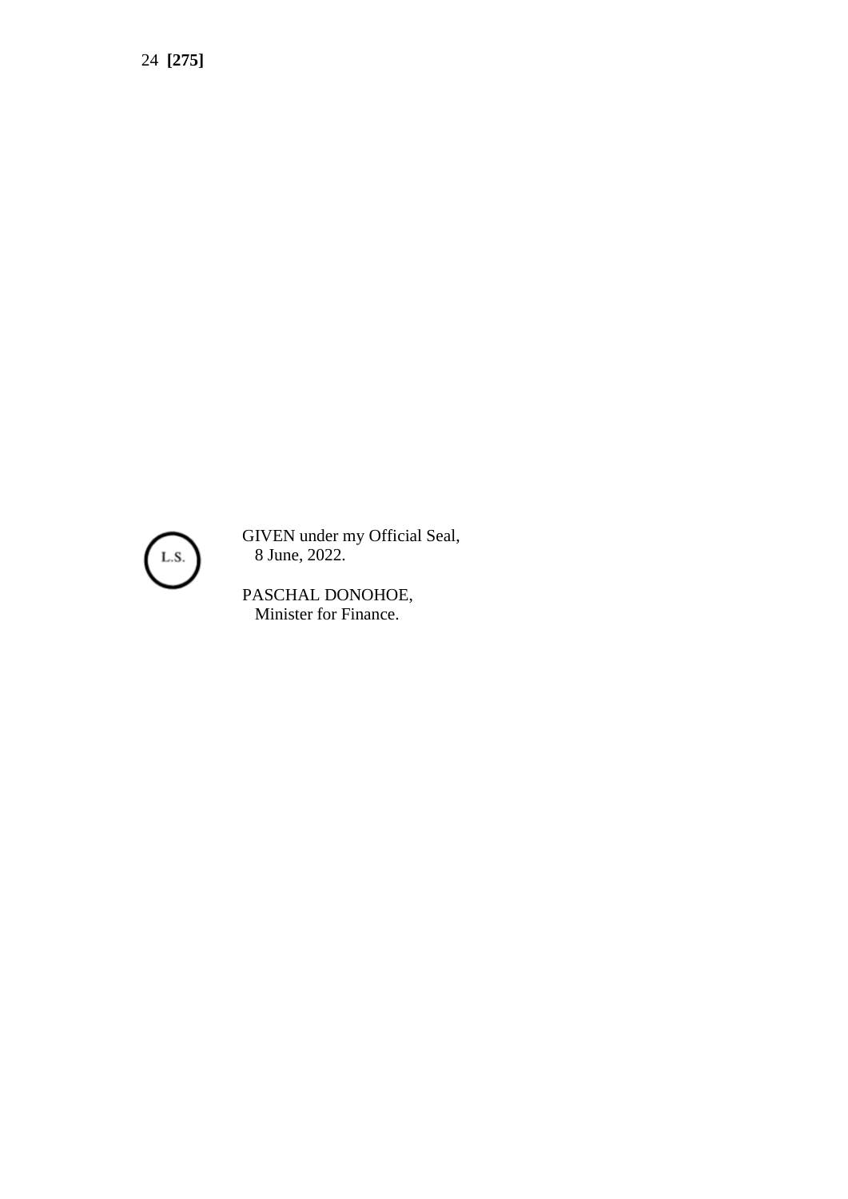L.S.

GIVEN under my Official Seal,
8 June, 2022.

PASCHAL DONOHOE,
Minister for Finance.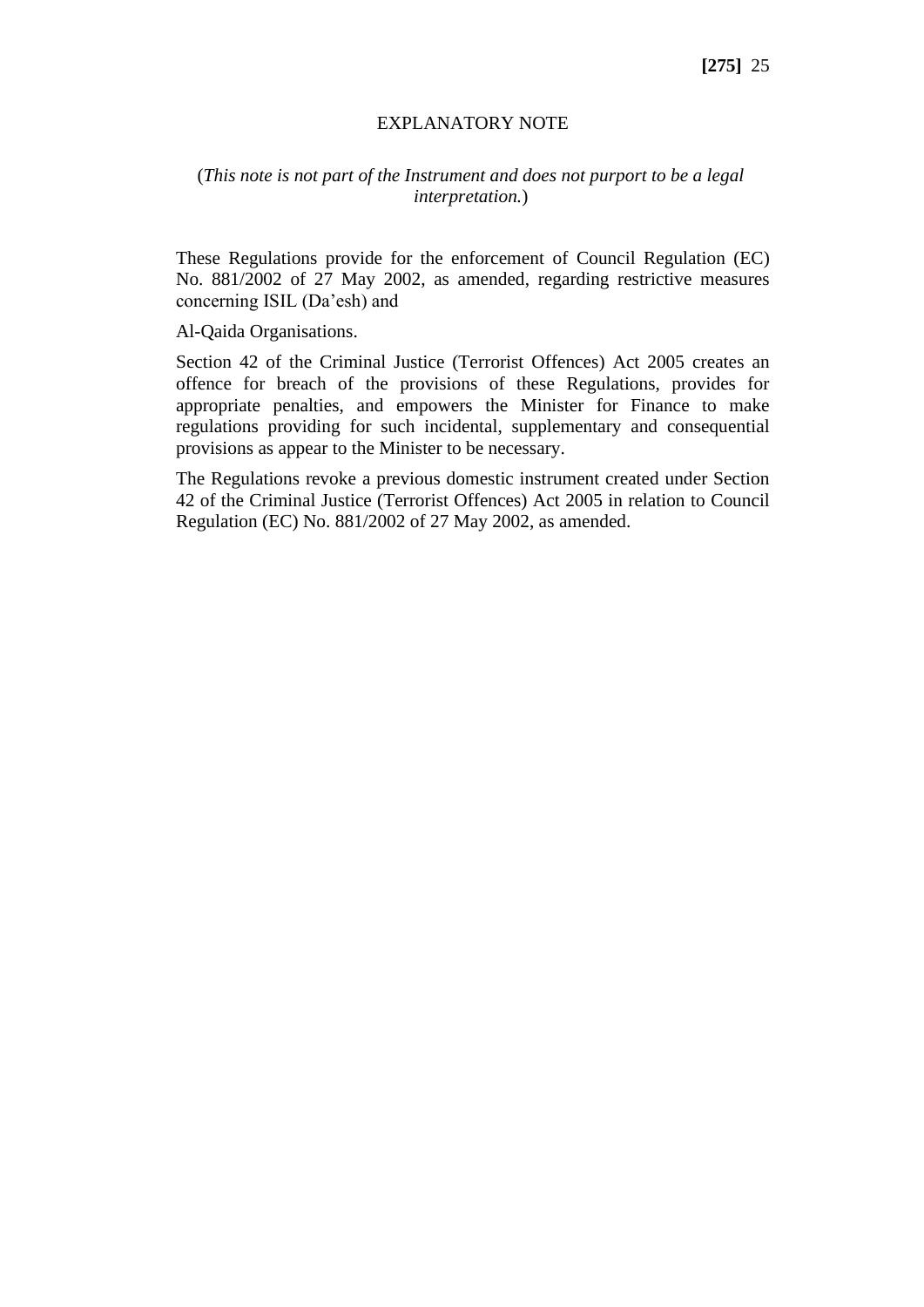## EXPLANATORY NOTE

(*This note is not part of the Instrument and does not purport to be a legal interpretation.*)

These Regulations provide for the enforcement of Council Regulation (EC) No. 881/2002 of 27 May 2002, as amended, regarding restrictive measures concerning ISIL (Da'esh) and

Al-Qaida Organisations.

Section 42 of the Criminal Justice (Terrorist Offences) Act 2005 creates an offence for breach of the provisions of these Regulations, provides for appropriate penalties, and empowers the Minister for Finance to make regulations providing for such incidental, supplementary and consequential provisions as appear to the Minister to be necessary.

The Regulations revoke a previous domestic instrument created under Section 42 of the Criminal Justice (Terrorist Offences) Act 2005 in relation to Council Regulation (EC) No. 881/2002 of 27 May 2002, as amended.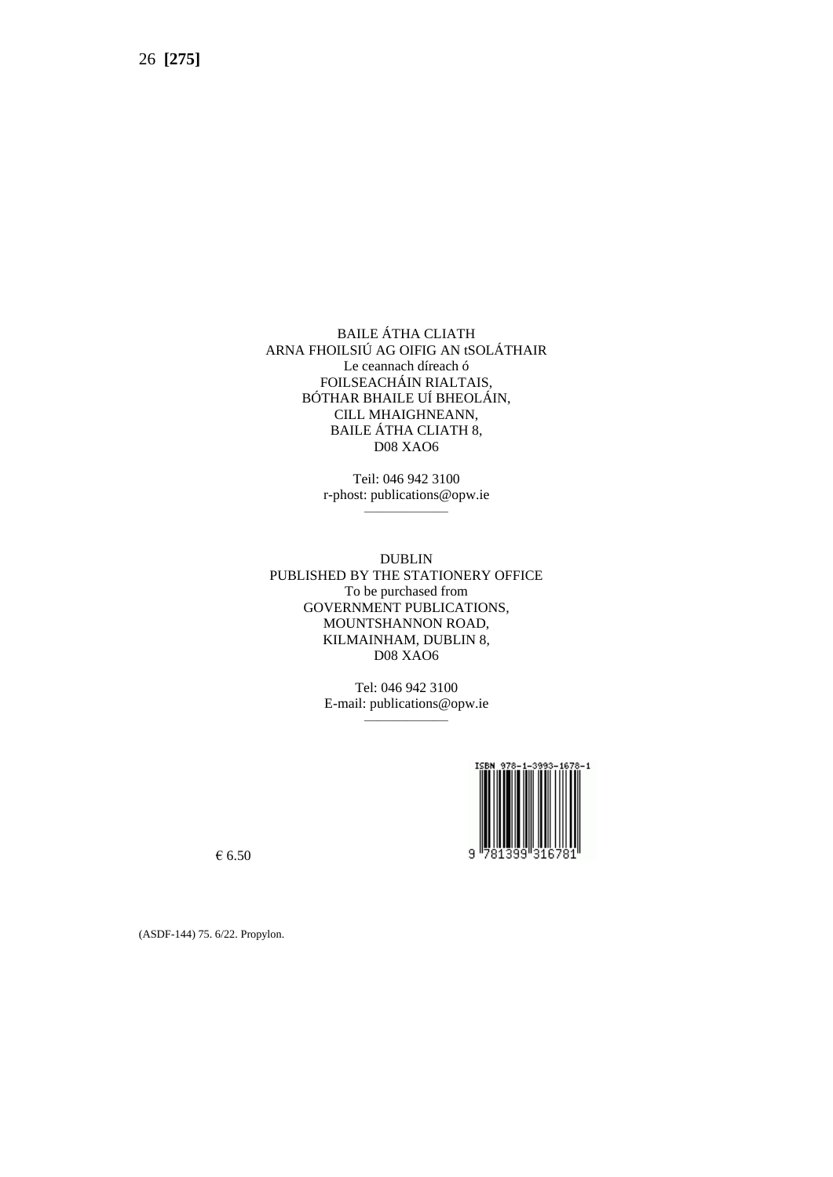BAILE ÁTHA CLIATH
ARNA FHOILSIÚ AG OIFIG AN tSOLÁTHAIR
Le ceannach díreach ó
FOILSEACHÁIN RIALTAIS,
BÓTHAR BHAILE UÍ BHEOLÁIN,
CILL MHAIGHNEANN,
BAILE ÁTHA CLIATH 8,
D08 XAO6

Teil: 046 942 3100
r-phost: publications@opw.ie

---

DUBLIN
PUBLISHED BY THE STATIONERY OFFICE
To be purchased from
GOVERNMENT PUBLICATIONS,
MOUNTSHANNON ROAD,
KILMAINHAM, DUBLIN 8,
D08 XAO6

Tel: 046 942 3100
E-mail: publications@opw.ie

---

ISBN 978-1-3993-1678-1

9 781399 316781

€ 6.50

(ASDF-144) 75. 6/22. Propylon.